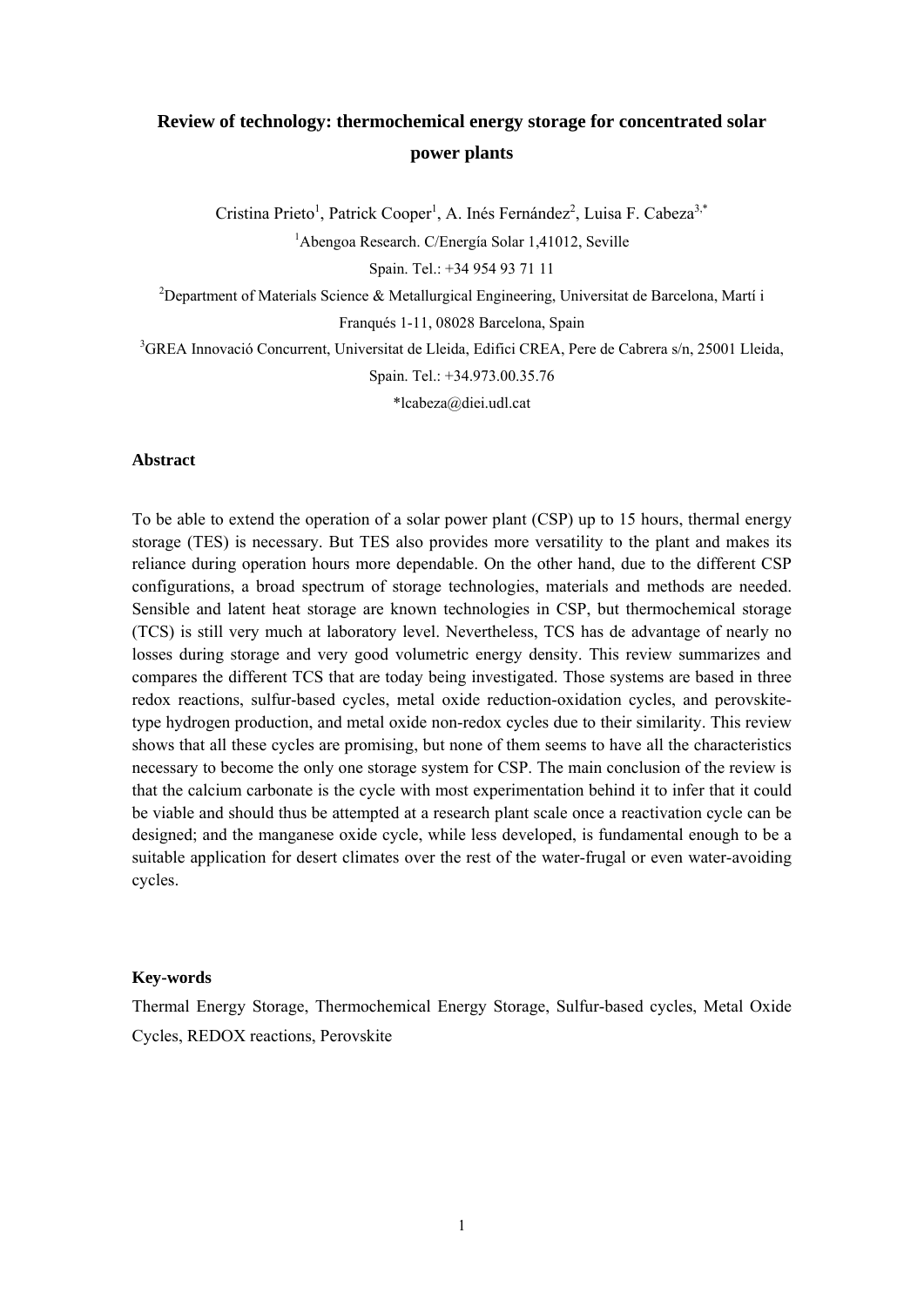# Review of technology: thermochemical energy storage for concentrated solar power plants

Cristina Prieto[1], Patrick Cooper[1], A. Inés Fernández[2], Luisa F. Cabeza[3,*]

[1]Abengoa Research. C/Energía Solar 1,41012, Seville

Spain. Tel.: +34 954 93 71 11

[2]Department of Materials Science & Metallurgical Engineering, Universitat de Barcelona, Martí i Franqués 1-11, 08028 Barcelona, Spain

[3]GREA Innovació Concurrent, Universitat de Lleida, Edifici CREA, Pere de Cabrera s/n, 25001 Lleida, Spain. Tel.: +34.973.00.35.76

*lcabeza@diei.udl.cat

## Abstract

To be able to extend the operation of a solar power plant (CSP) up to 15 hours, thermal energy storage (TES) is necessary. But TES also provides more versatility to the plant and makes its reliance during operation hours more dependable. On the other hand, due to the different CSP configurations, a broad spectrum of storage technologies, materials and methods are needed. Sensible and latent heat storage are known technologies in CSP, but thermochemical storage (TCS) is still very much at laboratory level. Nevertheless, TCS has de advantage of nearly no losses during storage and very good volumetric energy density. This review summarizes and compares the different TCS that are today being investigated. Those systems are based in three redox reactions, sulfur-based cycles, metal oxide reduction-oxidation cycles, and perovskite-type hydrogen production, and metal oxide non-redox cycles due to their similarity. This review shows that all these cycles are promising, but none of them seems to have all the characteristics necessary to become the only one storage system for CSP. The main conclusion of the review is that the calcium carbonate is the cycle with most experimentation behind it to infer that it could be viable and should thus be attempted at a research plant scale once a reactivation cycle can be designed; and the manganese oxide cycle, while less developed, is fundamental enough to be a suitable application for desert climates over the rest of the water-frugal or even water-avoiding cycles.

## Key-words

Thermal Energy Storage, Thermochemical Energy Storage, Sulfur-based cycles, Metal Oxide Cycles, REDOX reactions, Perovskite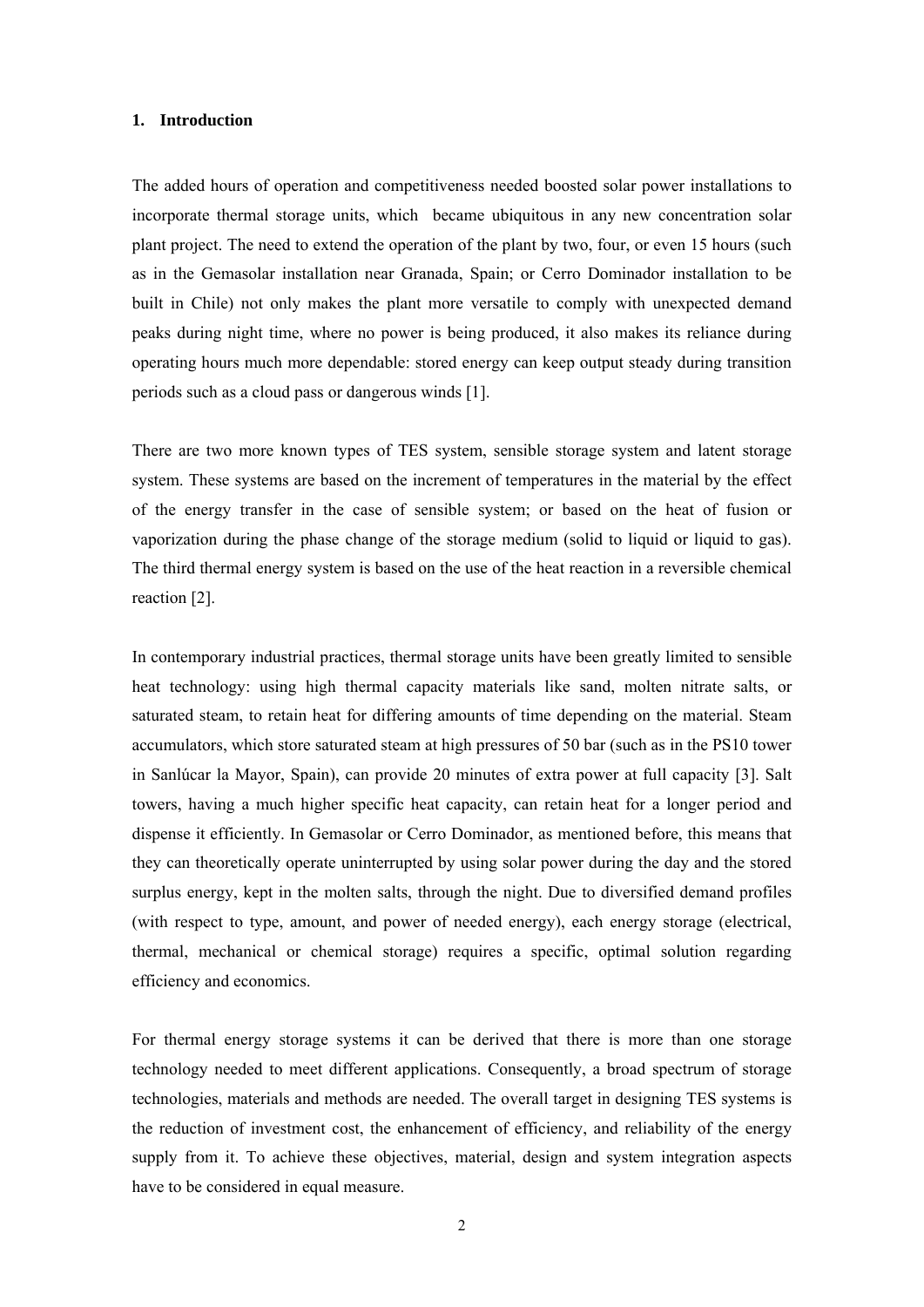## 1. Introduction

The added hours of operation and competitiveness needed boosted solar power installations to incorporate thermal storage units, which became ubiquitous in any new concentration solar plant project. The need to extend the operation of the plant by two, four, or even 15 hours (such as in the Gemasolar installation near Granada, Spain; or Cerro Dominador installation to be built in Chile) not only makes the plant more versatile to comply with unexpected demand peaks during night time, where no power is being produced, it also makes its reliance during operating hours much more dependable: stored energy can keep output steady during transition periods such as a cloud pass or dangerous winds [1].

There are two more known types of TES system, sensible storage system and latent storage system. These systems are based on the increment of temperatures in the material by the effect of the energy transfer in the case of sensible system; or based on the heat of fusion or vaporization during the phase change of the storage medium (solid to liquid or liquid to gas). The third thermal energy system is based on the use of the heat reaction in a reversible chemical reaction [2].

In contemporary industrial practices, thermal storage units have been greatly limited to sensible heat technology: using high thermal capacity materials like sand, molten nitrate salts, or saturated steam, to retain heat for differing amounts of time depending on the material. Steam accumulators, which store saturated steam at high pressures of 50 bar (such as in the PS10 tower in Sanlúcar la Mayor, Spain), can provide 20 minutes of extra power at full capacity [3]. Salt towers, having a much higher specific heat capacity, can retain heat for a longer period and dispense it efficiently. In Gemasolar or Cerro Dominador, as mentioned before, this means that they can theoretically operate uninterrupted by using solar power during the day and the stored surplus energy, kept in the molten salts, through the night. Due to diversified demand profiles (with respect to type, amount, and power of needed energy), each energy storage (electrical, thermal, mechanical or chemical storage) requires a specific, optimal solution regarding efficiency and economics.

For thermal energy storage systems it can be derived that there is more than one storage technology needed to meet different applications. Consequently, a broad spectrum of storage technologies, materials and methods are needed. The overall target in designing TES systems is the reduction of investment cost, the enhancement of efficiency, and reliability of the energy supply from it. To achieve these objectives, material, design and system integration aspects have to be considered in equal measure.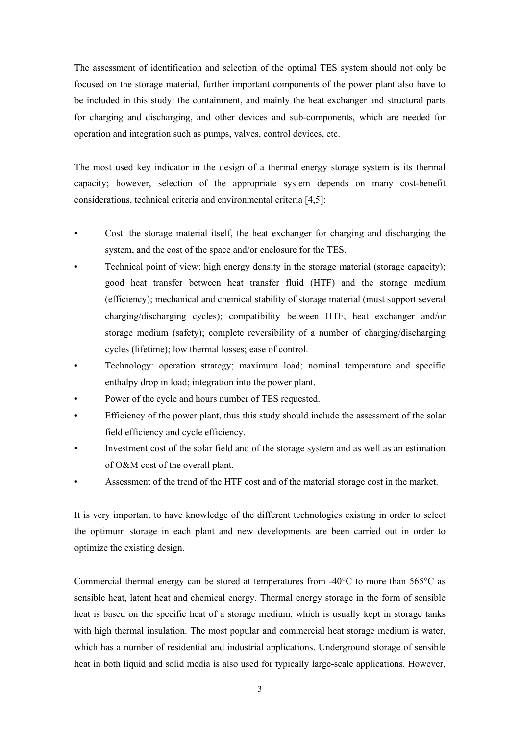The assessment of identification and selection of the optimal TES system should not only be focused on the storage material, further important components of the power plant also have to be included in this study: the containment, and mainly the heat exchanger and structural parts for charging and discharging, and other devices and sub-components, which are needed for operation and integration such as pumps, valves, control devices, etc.

The most used key indicator in the design of a thermal energy storage system is its thermal capacity; however, selection of the appropriate system depends on many cost-benefit considerations, technical criteria and environmental criteria [4,5]:

- Cost: the storage material itself, the heat exchanger for charging and discharging the system, and the cost of the space and/or enclosure for the TES.
- Technical point of view: high energy density in the storage material (storage capacity); good heat transfer between heat transfer fluid (HTF) and the storage medium (efficiency); mechanical and chemical stability of storage material (must support several charging/discharging cycles); compatibility between HTF, heat exchanger and/or storage medium (safety); complete reversibility of a number of charging/discharging cycles (lifetime); low thermal losses; ease of control.
- Technology: operation strategy; maximum load; nominal temperature and specific enthalpy drop in load; integration into the power plant.
- Power of the cycle and hours number of TES requested.
- Efficiency of the power plant, thus this study should include the assessment of the solar field efficiency and cycle efficiency.
- Investment cost of the solar field and of the storage system and as well as an estimation of O&M cost of the overall plant.
- Assessment of the trend of the HTF cost and of the material storage cost in the market.

It is very important to have knowledge of the different technologies existing in order to select the optimum storage in each plant and new developments are been carried out in order to optimize the existing design.

Commercial thermal energy can be stored at temperatures from -40°C to more than 565°C as sensible heat, latent heat and chemical energy. Thermal energy storage in the form of sensible heat is based on the specific heat of a storage medium, which is usually kept in storage tanks with high thermal insulation. The most popular and commercial heat storage medium is water, which has a number of residential and industrial applications. Underground storage of sensible heat in both liquid and solid media is also used for typically large-scale applications. However,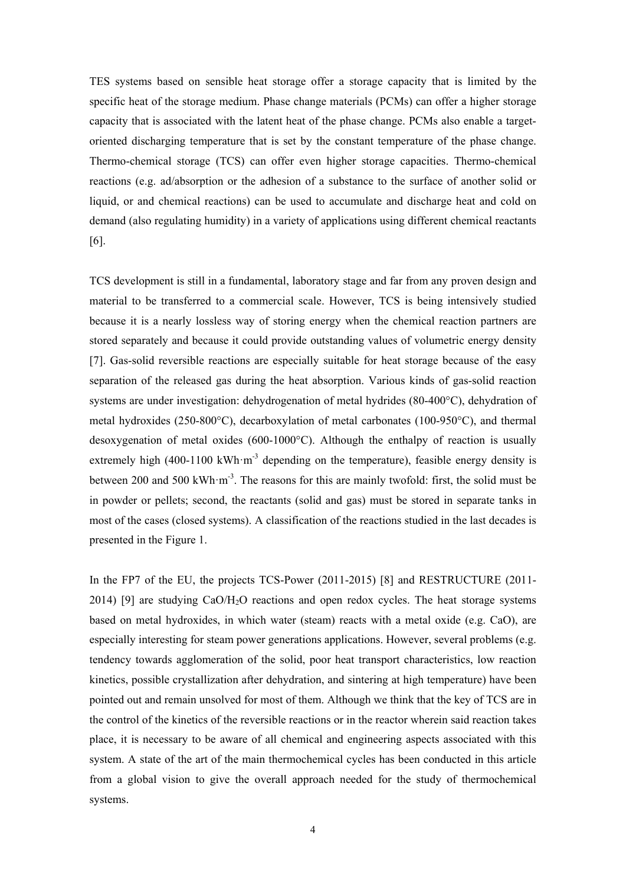TES systems based on sensible heat storage offer a storage capacity that is limited by the specific heat of the storage medium. Phase change materials (PCMs) can offer a higher storage capacity that is associated with the latent heat of the phase change. PCMs also enable a target-oriented discharging temperature that is set by the constant temperature of the phase change. Thermo-chemical storage (TCS) can offer even higher storage capacities. Thermo-chemical reactions (e.g. ad/absorption or the adhesion of a substance to the surface of another solid or liquid, or and chemical reactions) can be used to accumulate and discharge heat and cold on demand (also regulating humidity) in a variety of applications using different chemical reactants [6].

TCS development is still in a fundamental, laboratory stage and far from any proven design and material to be transferred to a commercial scale. However, TCS is being intensively studied because it is a nearly lossless way of storing energy when the chemical reaction partners are stored separately and because it could provide outstanding values of volumetric energy density [7]. Gas-solid reversible reactions are especially suitable for heat storage because of the easy separation of the released gas during the heat absorption. Various kinds of gas-solid reaction systems are under investigation: dehydrogenation of metal hydrides (80-400°C), dehydration of metal hydroxides (250-800°C), decarboxylation of metal carbonates (100-950°C), and thermal desoxygenation of metal oxides (600-1000°C). Although the enthalpy of reaction is usually extremely high (400-1100 $kWh \cdot m^{-3}$ depending on the temperature), feasible energy density is between 200 and 500 $kWh \cdot m^{-3}$. The reasons for this are mainly twofold: first, the solid must be in powder or pellets; second, the reactants (solid and gas) must be stored in separate tanks in most of the cases (closed systems). A classification of the reactions studied in the last decades is presented in the Figure 1.

In the FP7 of the EU, the projects TCS-Power (2011-2015) [8] and RESTRUCTURE (2011-2014) [9] are studying $CaO/H_2O$ reactions and open redox cycles. The heat storage systems based on metal hydroxides, in which water (steam) reacts with a metal oxide (e.g. CaO), are especially interesting for steam power generations applications. However, several problems (e.g. tendency towards agglomeration of the solid, poor heat transport characteristics, low reaction kinetics, possible crystallization after dehydration, and sintering at high temperature) have been pointed out and remain unsolved for most of them. Although we think that the key of TCS are in the control of the kinetics of the reversible reactions or in the reactor wherein said reaction takes place, it is necessary to be aware of all chemical and engineering aspects associated with this system. A state of the art of the main thermochemical cycles has been conducted in this article from a global vision to give the overall approach needed for the study of thermochemical systems.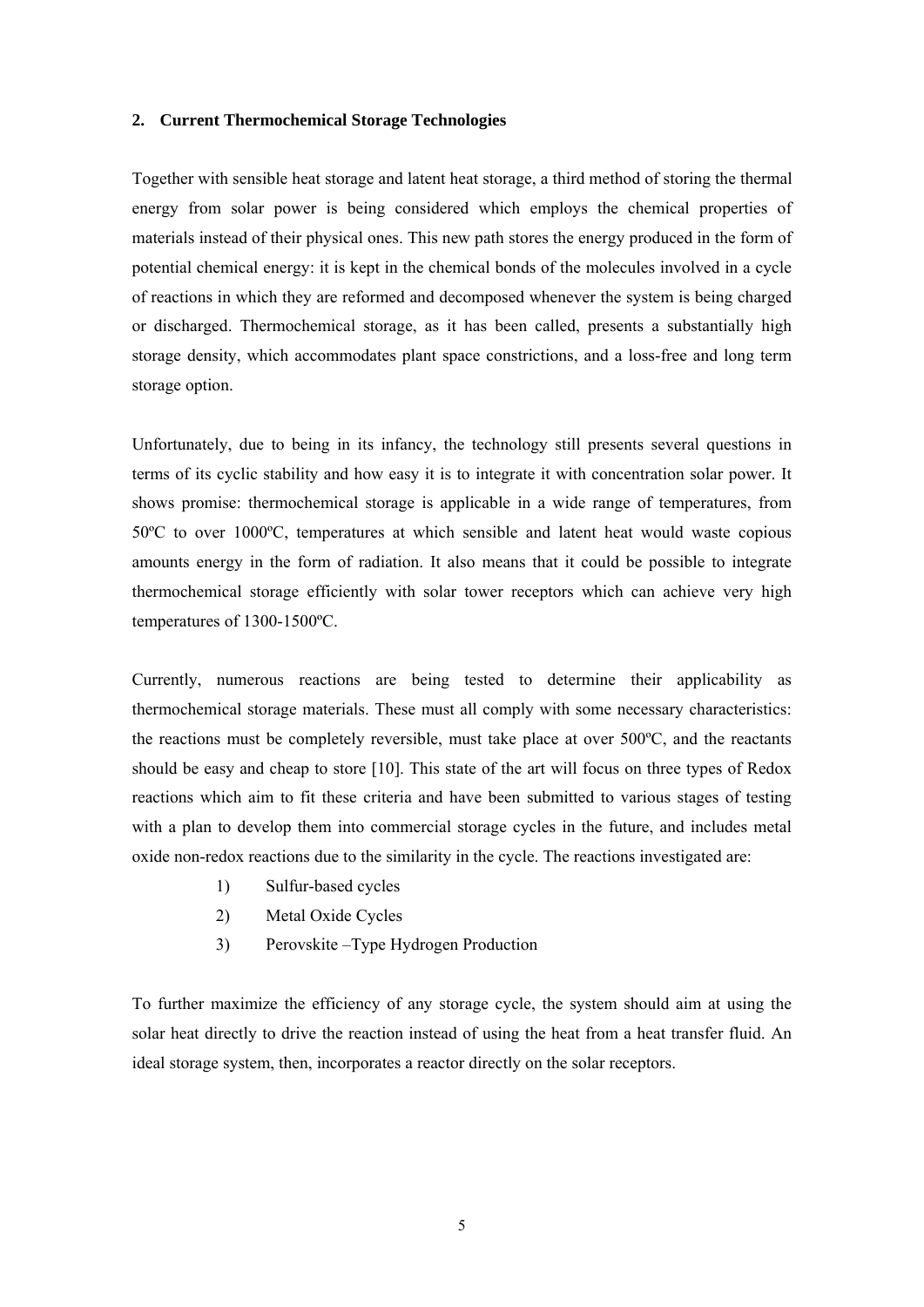## 2. Current Thermochemical Storage Technologies

Together with sensible heat storage and latent heat storage, a third method of storing the thermal energy from solar power is being considered which employs the chemical properties of materials instead of their physical ones. This new path stores the energy produced in the form of potential chemical energy: it is kept in the chemical bonds of the molecules involved in a cycle of reactions in which they are reformed and decomposed whenever the system is being charged or discharged. Thermochemical storage, as it has been called, presents a substantially high storage density, which accommodates plant space constrictions, and a loss-free and long term storage option.

Unfortunately, due to being in its infancy, the technology still presents several questions in terms of its cyclic stability and how easy it is to integrate it with concentration solar power. It shows promise: thermochemical storage is applicable in a wide range of temperatures, from 50ºC to over 1000ºC, temperatures at which sensible and latent heat would waste copious amounts energy in the form of radiation. It also means that it could be possible to integrate thermochemical storage efficiently with solar tower receptors which can achieve very high temperatures of 1300-1500ºC.

Currently, numerous reactions are being tested to determine their applicability as thermochemical storage materials. These must all comply with some necessary characteristics: the reactions must be completely reversible, must take place at over 500ºC, and the reactants should be easy and cheap to store [10]. This state of the art will focus on three types of Redox reactions which aim to fit these criteria and have been submitted to various stages of testing with a plan to develop them into commercial storage cycles in the future, and includes metal oxide non-redox reactions due to the similarity in the cycle. The reactions investigated are:

1) Sulfur-based cycles
2) Metal Oxide Cycles
3) Perovskite –Type Hydrogen Production

To further maximize the efficiency of any storage cycle, the system should aim at using the solar heat directly to drive the reaction instead of using the heat from a heat transfer fluid. An ideal storage system, then, incorporates a reactor directly on the solar receptors.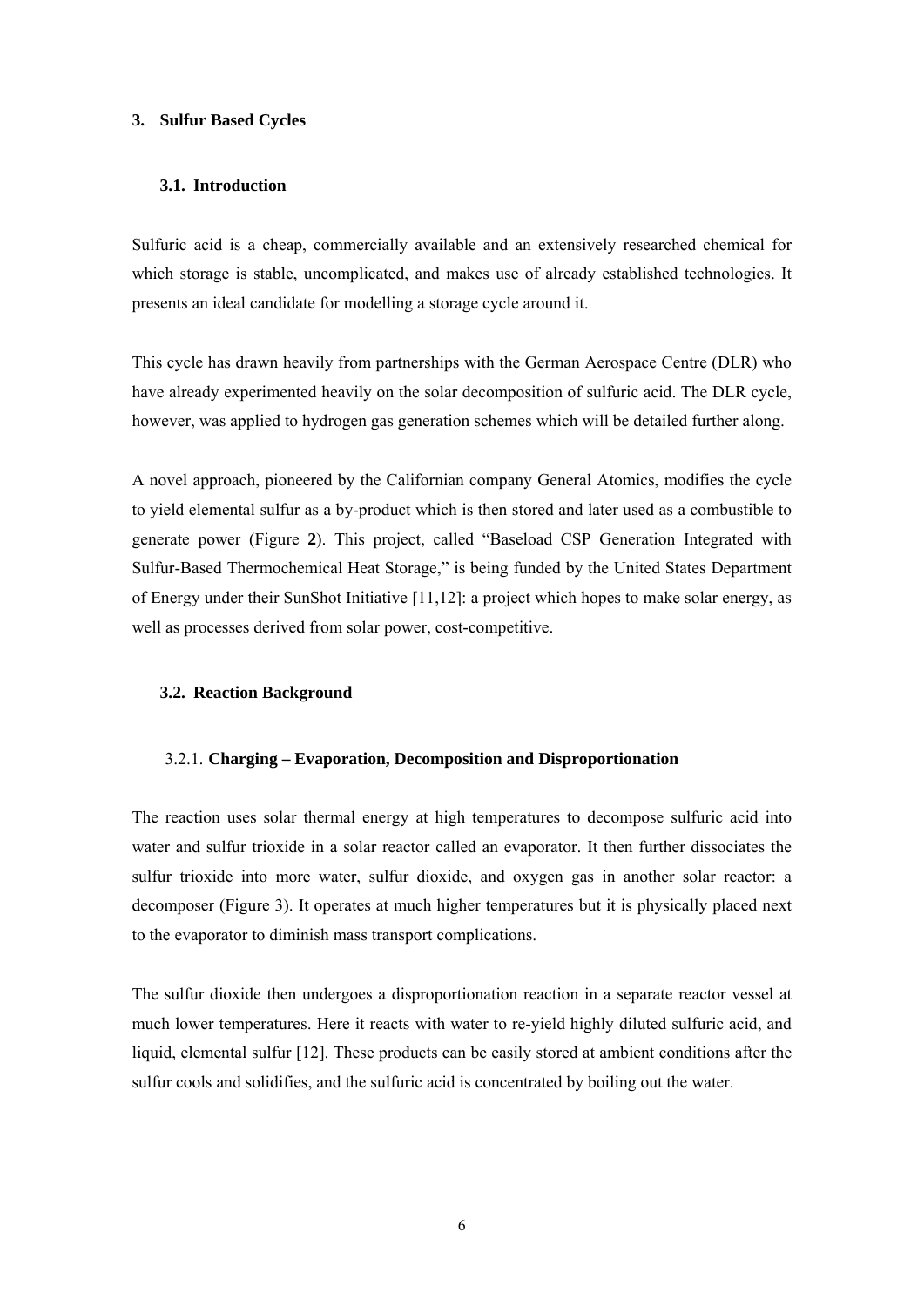## 3. Sulfur Based Cycles

### 3.1. Introduction

Sulfuric acid is a cheap, commercially available and an extensively researched chemical for which storage is stable, uncomplicated, and makes use of already established technologies. It presents an ideal candidate for modelling a storage cycle around it.

This cycle has drawn heavily from partnerships with the German Aerospace Centre (DLR) who have already experimented heavily on the solar decomposition of sulfuric acid. The DLR cycle, however, was applied to hydrogen gas generation schemes which will be detailed further along.

A novel approach, pioneered by the Californian company General Atomics, modifies the cycle to yield elemental sulfur as a by-product which is then stored and later used as a combustible to generate power (Figure **2**). This project, called "Baseload CSP Generation Integrated with Sulfur-Based Thermochemical Heat Storage," is being funded by the United States Department of Energy under their SunShot Initiative [11,12]: a project which hopes to make solar energy, as well as processes derived from solar power, cost-competitive.

### 3.2. Reaction Background

#### 3.2.1. Charging – Evaporation, Decomposition and Disproportionation

The reaction uses solar thermal energy at high temperatures to decompose sulfuric acid into water and sulfur trioxide in a solar reactor called an evaporator. It then further dissociates the sulfur trioxide into more water, sulfur dioxide, and oxygen gas in another solar reactor: a decomposer (Figure 3). It operates at much higher temperatures but it is physically placed next to the evaporator to diminish mass transport complications.

The sulfur dioxide then undergoes a disproportionation reaction in a separate reactor vessel at much lower temperatures. Here it reacts with water to re-yield highly diluted sulfuric acid, and liquid, elemental sulfur [12]. These products can be easily stored at ambient conditions after the sulfur cools and solidifies, and the sulfuric acid is concentrated by boiling out the water.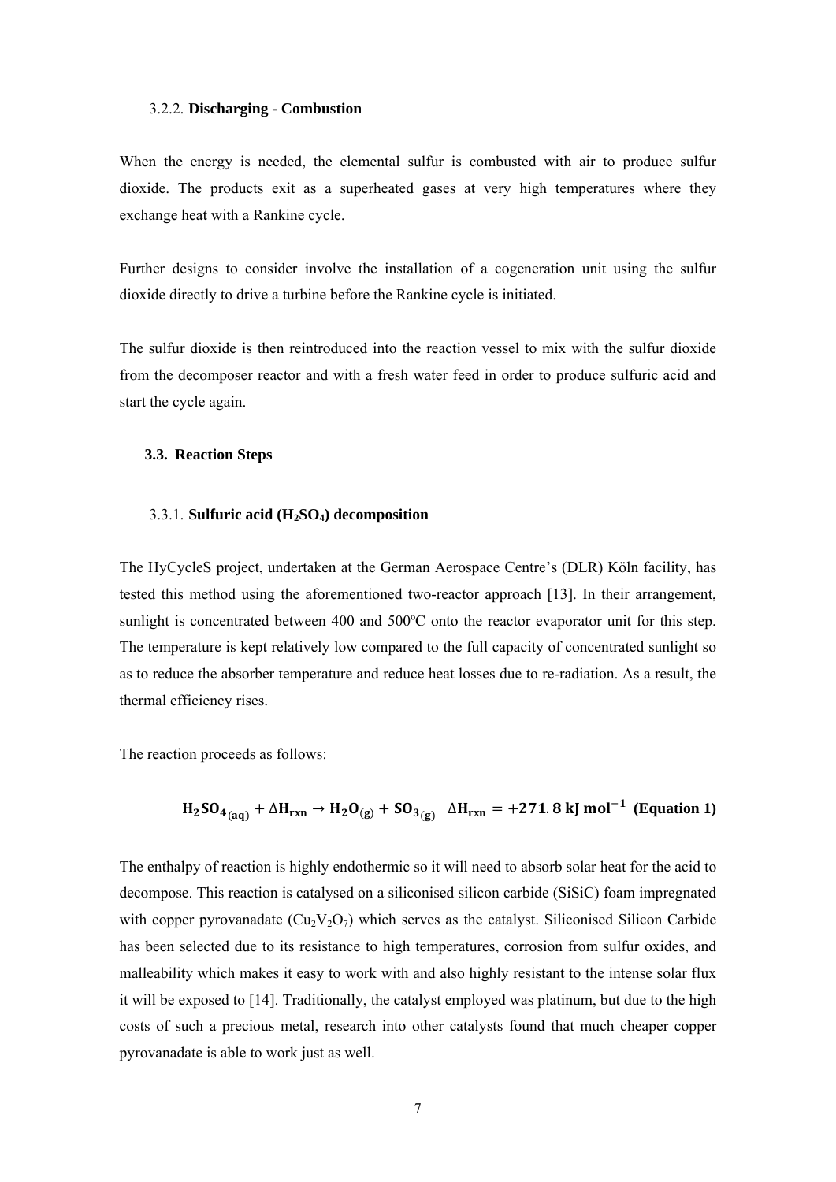#### 3.2.2. **Discharging - Combustion**

When the energy is needed, the elemental sulfur is combusted with air to produce sulfur dioxide. The products exit as a superheated gases at very high temperatures where they exchange heat with a Rankine cycle.

Further designs to consider involve the installation of a cogeneration unit using the sulfur dioxide directly to drive a turbine before the Rankine cycle is initiated.

The sulfur dioxide is then reintroduced into the reaction vessel to mix with the sulfur dioxide from the decomposer reactor and with a fresh water feed in order to produce sulfuric acid and start the cycle again.

### 3.3. Reaction Steps

#### 3.3.1. **Sulfuric acid ($H_2SO_4$) decomposition**

The HyCycleS project, undertaken at the German Aerospace Centre's (DLR) Köln facility, has tested this method using the aforementioned two-reactor approach [13]. In their arrangement, sunlight is concentrated between 400 and 500ºC onto the reactor evaporator unit for this step. The temperature is kept relatively low compared to the full capacity of concentrated sunlight so as to reduce the absorber temperature and reduce heat losses due to re-radiation. As a result, the thermal efficiency rises.

The reaction proceeds as follows:

$$\mathbf{H_2SO_{4_{(aq)}} + \Delta H_{rxn} \rightarrow H_2O_{(g)} + SO_{3_{(g)}} \quad \Delta H_{rxn} = +271.8\ kJ\ mol^{-1}} \quad \textbf{(Equation 1)}$$

The enthalpy of reaction is highly endothermic so it will need to absorb solar heat for the acid to decompose. This reaction is catalysed on a siliconised silicon carbide (SiSiC) foam impregnated with copper pyrovanadate ($Cu_2V_2O_7$) which serves as the catalyst. Siliconised Silicon Carbide has been selected due to its resistance to high temperatures, corrosion from sulfur oxides, and malleability which makes it easy to work with and also highly resistant to the intense solar flux it will be exposed to [14]. Traditionally, the catalyst employed was platinum, but due to the high costs of such a precious metal, research into other catalysts found that much cheaper copper pyrovanadate is able to work just as well.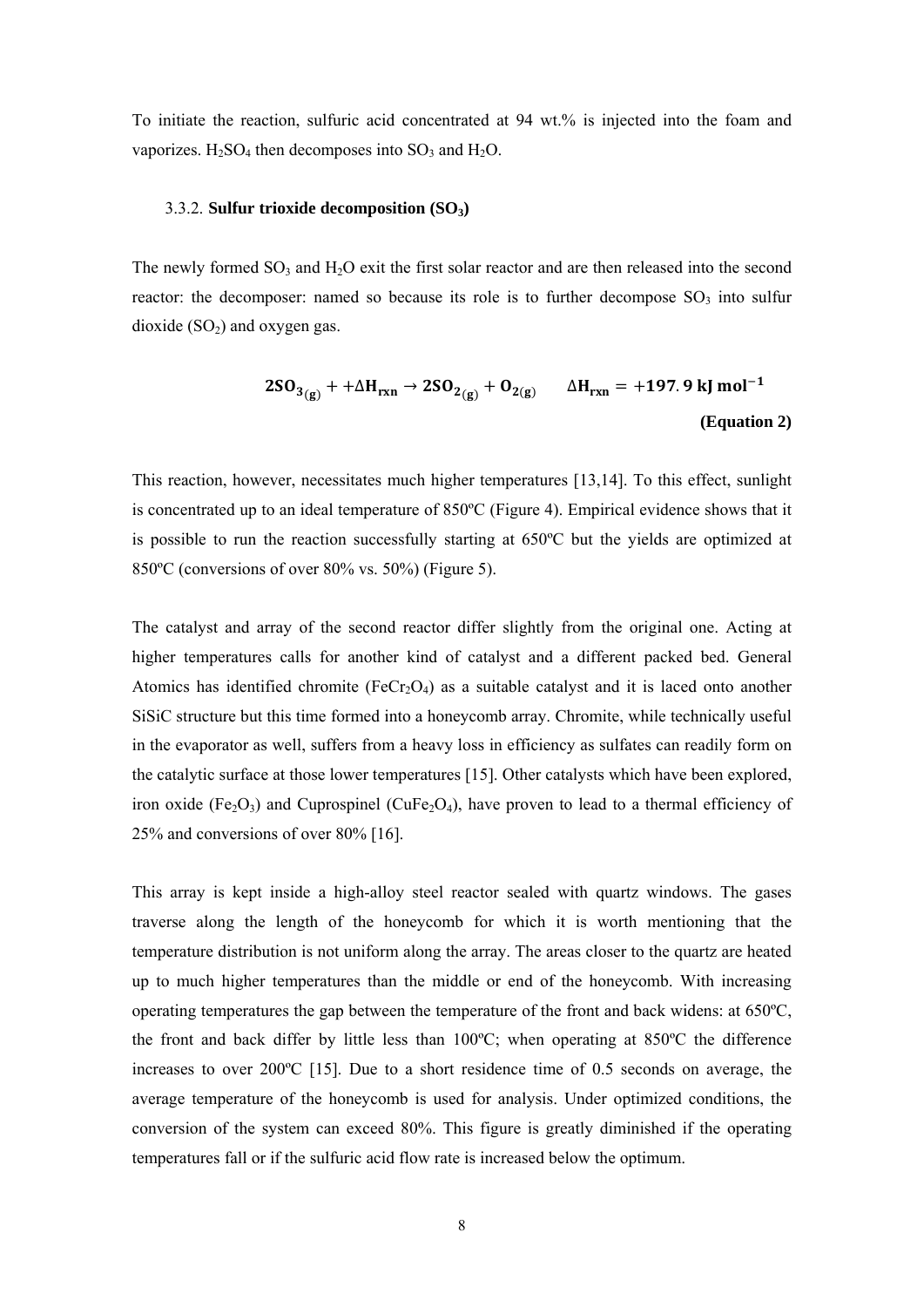To initiate the reaction, sulfuric acid concentrated at 94 wt.% is injected into the foam and vaporizes. $H_2SO_4$ then decomposes into $SO_3$ and $H_2O$.

### 3.3.2. **Sulfur trioxide decomposition ($SO_3$)**

The newly formed $SO_3$ and $H_2O$ exit the first solar reactor and are then released into the second reactor: the decomposer: named so because its role is to further decompose $SO_3$ into sulfur dioxide ($SO_2$) and oxygen gas.

$$\mathbf{2SO_{3(g)} + +\Delta H_{rxn} \rightarrow 2SO_{2(g)} + O_{2(g)} \qquad \Delta H_{rxn} = +197.9\ kJ\ mol^{-1}}$$

**(Equation 2)**

This reaction, however, necessitates much higher temperatures [13,14]. To this effect, sunlight is concentrated up to an ideal temperature of 850ºC (Figure 4). Empirical evidence shows that it is possible to run the reaction successfully starting at 650ºC but the yields are optimized at 850ºC (conversions of over 80% vs. 50%) (Figure 5).

The catalyst and array of the second reactor differ slightly from the original one. Acting at higher temperatures calls for another kind of catalyst and a different packed bed. General Atomics has identified chromite ($FeCr_2O_4$) as a suitable catalyst and it is laced onto another SiSiC structure but this time formed into a honeycomb array. Chromite, while technically useful in the evaporator as well, suffers from a heavy loss in efficiency as sulfates can readily form on the catalytic surface at those lower temperatures [15]. Other catalysts which have been explored, iron oxide ($Fe_2O_3$) and Cuprospinel ($CuFe_2O_4$), have proven to lead to a thermal efficiency of 25% and conversions of over 80% [16].

This array is kept inside a high-alloy steel reactor sealed with quartz windows. The gases traverse along the length of the honeycomb for which it is worth mentioning that the temperature distribution is not uniform along the array. The areas closer to the quartz are heated up to much higher temperatures than the middle or end of the honeycomb. With increasing operating temperatures the gap between the temperature of the front and back widens: at 650ºC, the front and back differ by little less than 100ºC; when operating at 850ºC the difference increases to over 200ºC [15]. Due to a short residence time of 0.5 seconds on average, the average temperature of the honeycomb is used for analysis. Under optimized conditions, the conversion of the system can exceed 80%. This figure is greatly diminished if the operating temperatures fall or if the sulfuric acid flow rate is increased below the optimum.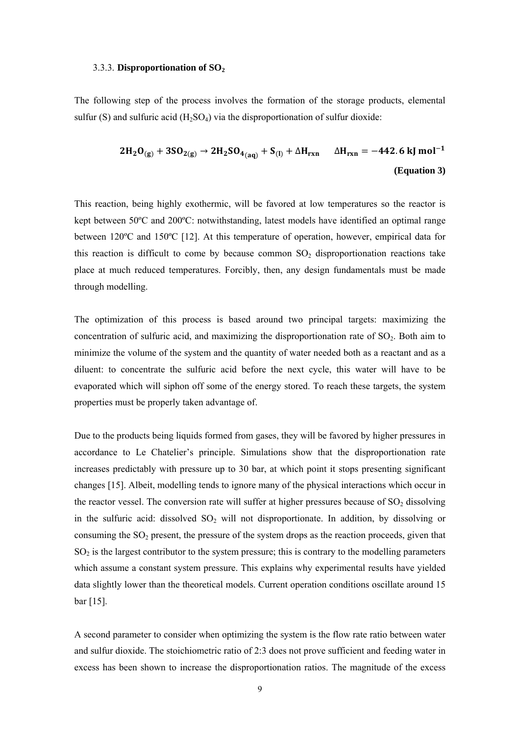### 3.3.3. **Disproportionation of $SO_2$**

The following step of the process involves the formation of the storage products, elemental sulfur (S) and sulfuric acid ($H_2SO_4$) via the disproportionation of sulfur dioxide:

$$\mathbf{2H_2O_{(g)} + 3SO_{2(g)} \rightarrow 2H_2SO_{4(aq)} + S_{(l)} + \Delta H_{rxn} \qquad \Delta H_{rxn} = -442.6\ kJ\ mol^{-1}}$$

**(Equation 3)**

This reaction, being highly exothermic, will be favored at low temperatures so the reactor is kept between 50ºC and 200ºC: notwithstanding, latest models have identified an optimal range between 120ºC and 150ºC [12]. At this temperature of operation, however, empirical data for this reaction is difficult to come by because common $SO_2$ disproportionation reactions take place at much reduced temperatures. Forcibly, then, any design fundamentals must be made through modelling.

The optimization of this process is based around two principal targets: maximizing the concentration of sulfuric acid, and maximizing the disproportionation rate of $SO_2$. Both aim to minimize the volume of the system and the quantity of water needed both as a reactant and as a diluent: to concentrate the sulfuric acid before the next cycle, this water will have to be evaporated which will siphon off some of the energy stored. To reach these targets, the system properties must be properly taken advantage of.

Due to the products being liquids formed from gases, they will be favored by higher pressures in accordance to Le Chatelier's principle. Simulations show that the disproportionation rate increases predictably with pressure up to 30 bar, at which point it stops presenting significant changes [15]. Albeit, modelling tends to ignore many of the physical interactions which occur in the reactor vessel. The conversion rate will suffer at higher pressures because of $SO_2$ dissolving in the sulfuric acid: dissolved $SO_2$ will not disproportionate. In addition, by dissolving or consuming the $SO_2$ present, the pressure of the system drops as the reaction proceeds, given that $SO_2$ is the largest contributor to the system pressure; this is contrary to the modelling parameters which assume a constant system pressure. This explains why experimental results have yielded data slightly lower than the theoretical models. Current operation conditions oscillate around 15 bar [15].

A second parameter to consider when optimizing the system is the flow rate ratio between water and sulfur dioxide. The stoichiometric ratio of 2:3 does not prove sufficient and feeding water in excess has been shown to increase the disproportionation ratios. The magnitude of the excess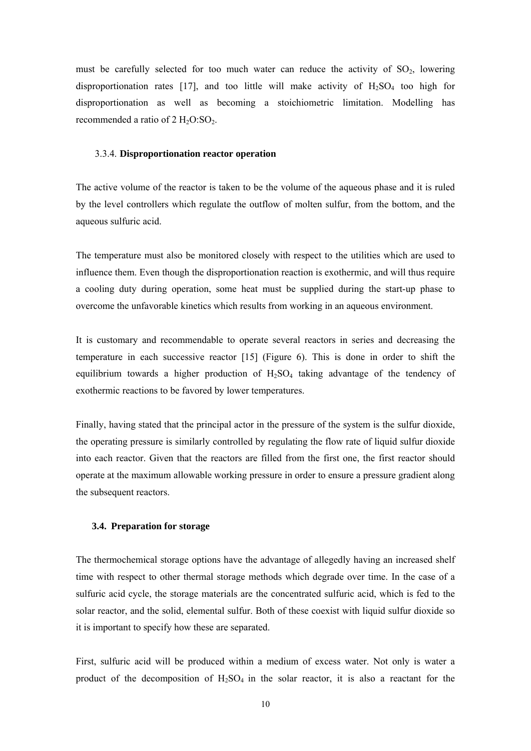must be carefully selected for too much water can reduce the activity of $SO_2$, lowering disproportionation rates [17], and too little will make activity of $H_2SO_4$ too high for disproportionation as well as becoming a stoichiometric limitation. Modelling has recommended a ratio of 2 $H_2O$:$SO_2$.

### 3.3.4. **Disproportionation reactor operation**

The active volume of the reactor is taken to be the volume of the aqueous phase and it is ruled by the level controllers which regulate the outflow of molten sulfur, from the bottom, and the aqueous sulfuric acid.

The temperature must also be monitored closely with respect to the utilities which are used to influence them. Even though the disproportionation reaction is exothermic, and will thus require a cooling duty during operation, some heat must be supplied during the start-up phase to overcome the unfavorable kinetics which results from working in an aqueous environment.

It is customary and recommendable to operate several reactors in series and decreasing the temperature in each successive reactor [15] (Figure 6). This is done in order to shift the equilibrium towards a higher production of $H_2SO_4$ taking advantage of the tendency of exothermic reactions to be favored by lower temperatures.

Finally, having stated that the principal actor in the pressure of the system is the sulfur dioxide, the operating pressure is similarly controlled by regulating the flow rate of liquid sulfur dioxide into each reactor. Given that the reactors are filled from the first one, the first reactor should operate at the maximum allowable working pressure in order to ensure a pressure gradient along the subsequent reactors.

## 3.4. Preparation for storage

The thermochemical storage options have the advantage of allegedly having an increased shelf time with respect to other thermal storage methods which degrade over time. In the case of a sulfuric acid cycle, the storage materials are the concentrated sulfuric acid, which is fed to the solar reactor, and the solid, elemental sulfur. Both of these coexist with liquid sulfur dioxide so it is important to specify how these are separated.

First, sulfuric acid will be produced within a medium of excess water. Not only is water a product of the decomposition of $H_2SO_4$ in the solar reactor, it is also a reactant for the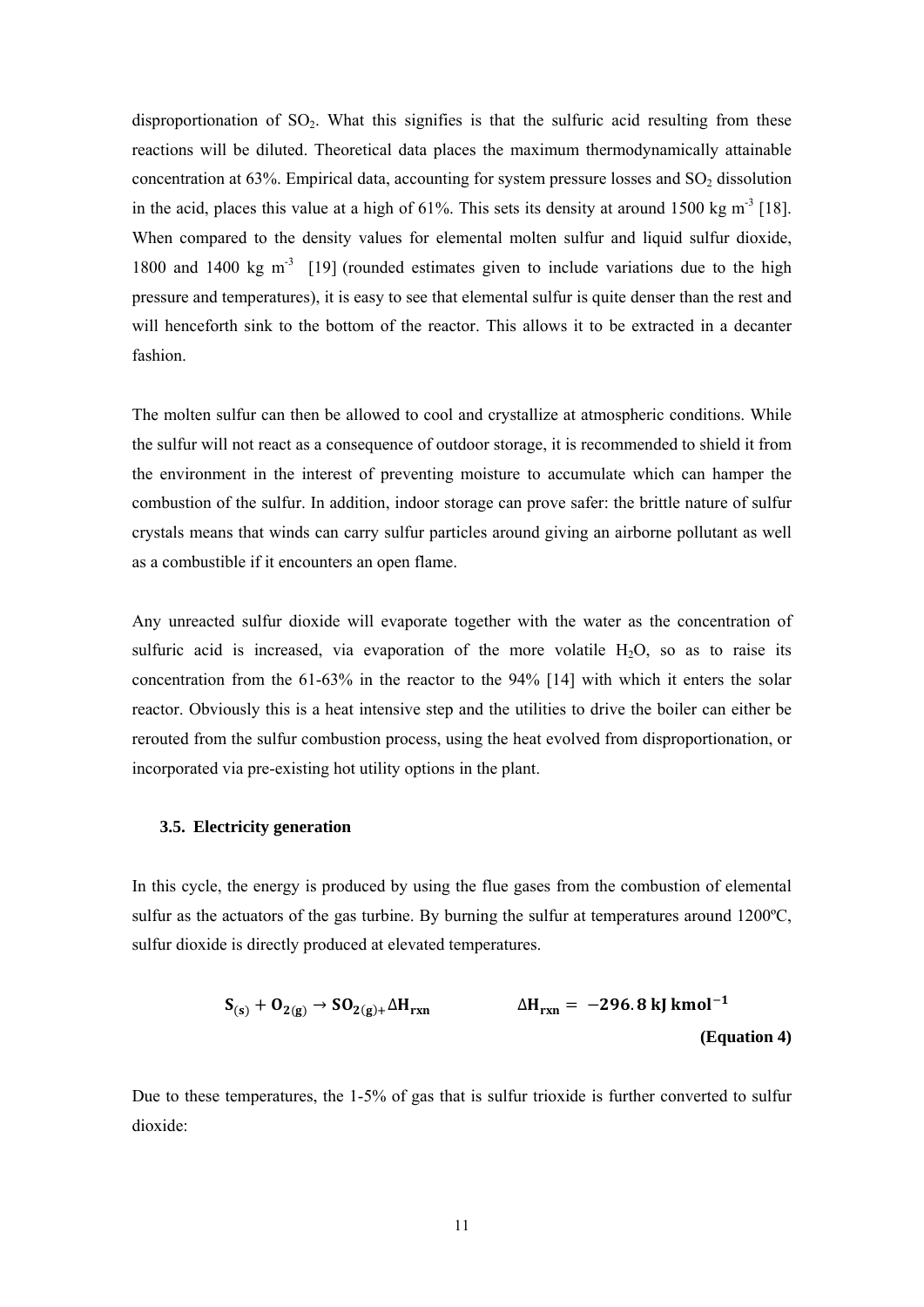disproportionation of $SO_2$. What this signifies is that the sulfuric acid resulting from these reactions will be diluted. Theoretical data places the maximum thermodynamically attainable concentration at 63%. Empirical data, accounting for system pressure losses and $SO_2$ dissolution in the acid, places this value at a high of 61%. This sets its density at around 1500 kg $m^{-3}$ [18]. When compared to the density values for elemental molten sulfur and liquid sulfur dioxide, 1800 and 1400 kg $m^{-3}$ [19] (rounded estimates given to include variations due to the high pressure and temperatures), it is easy to see that elemental sulfur is quite denser than the rest and will henceforth sink to the bottom of the reactor. This allows it to be extracted in a decanter fashion.

The molten sulfur can then be allowed to cool and crystallize at atmospheric conditions. While the sulfur will not react as a consequence of outdoor storage, it is recommended to shield it from the environment in the interest of preventing moisture to accumulate which can hamper the combustion of the sulfur. In addition, indoor storage can prove safer: the brittle nature of sulfur crystals means that winds can carry sulfur particles around giving an airborne pollutant as well as a combustible if it encounters an open flame.

Any unreacted sulfur dioxide will evaporate together with the water as the concentration of sulfuric acid is increased, via evaporation of the more volatile $H_2O$, so as to raise its concentration from the 61-63% in the reactor to the 94% [14] with which it enters the solar reactor. Obviously this is a heat intensive step and the utilities to drive the boiler can either be rerouted from the sulfur combustion process, using the heat evolved from disproportionation, or incorporated via pre-existing hot utility options in the plant.

### 3.5. Electricity generation

In this cycle, the energy is produced by using the flue gases from the combustion of elemental sulfur as the actuators of the gas turbine. By burning the sulfur at temperatures around 1200ºC, sulfur dioxide is directly produced at elevated temperatures.

$$\mathbf{S_{(s)} + O_{2(g)} \rightarrow SO_{2(g)} + \Delta H_{rxn}} \qquad \mathbf{\Delta H_{rxn} = -296.8\ kJ\ kmol^{-1}}$$

**(Equation 4)**

Due to these temperatures, the 1-5% of gas that is sulfur trioxide is further converted to sulfur dioxide: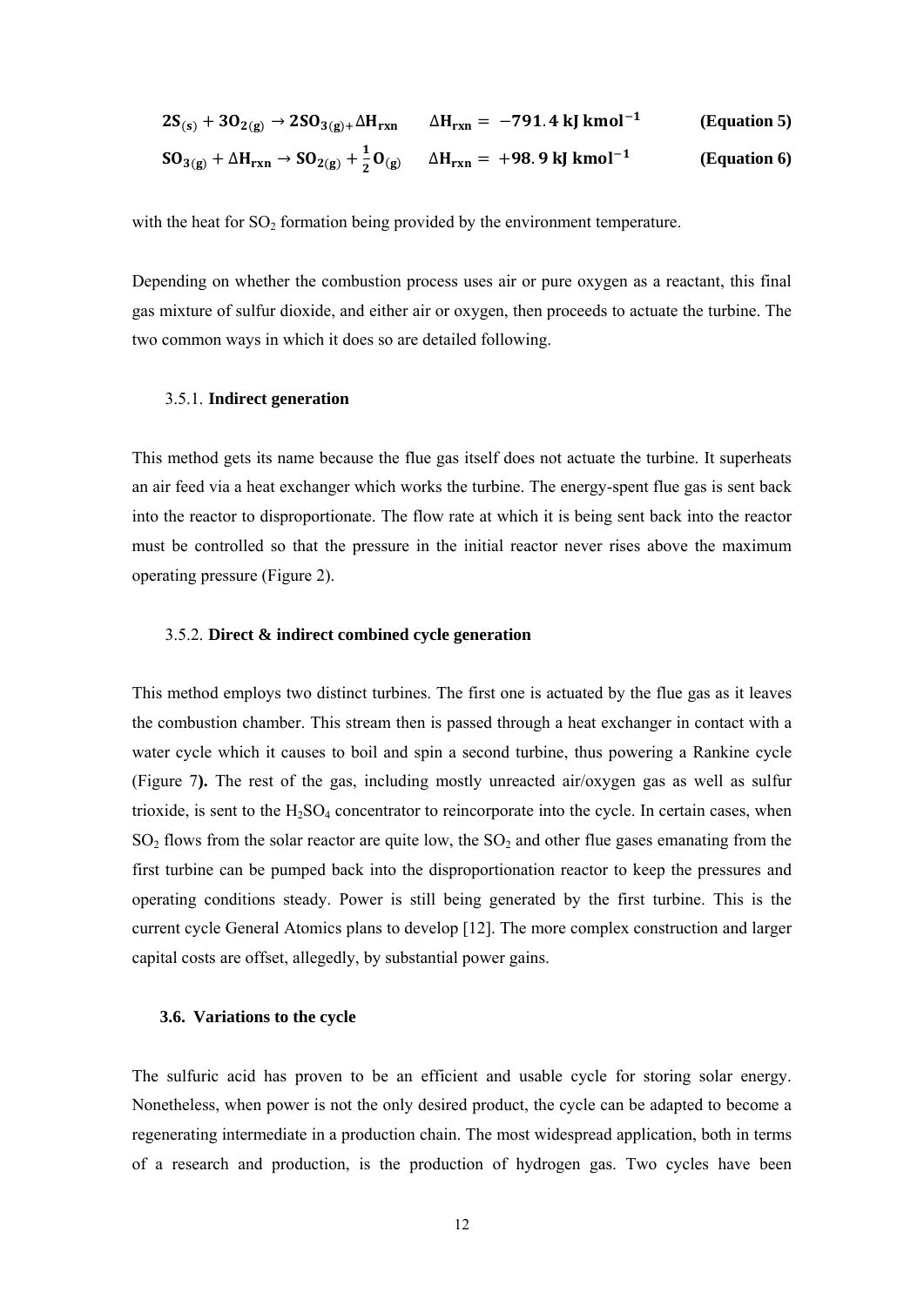$$2S_{(s)} + 3O_{2(g)} \rightarrow 2SO_{3(g)} + \Delta H_{rxn} \qquad \Delta H_{rxn} = -791.4 \text{ kJ kmol}^{-1} \qquad \textbf{(Equation 5)}$$

$$SO_{3(g)} + \Delta H_{rxn} \rightarrow SO_{2(g)} + \frac{1}{2}O_{(g)} \qquad \Delta H_{rxn} = +98.9 \text{ kJ kmol}^{-1} \qquad \textbf{(Equation 6)}$$

with the heat for $SO_2$ formation being provided by the environment temperature.

Depending on whether the combustion process uses air or pure oxygen as a reactant, this final gas mixture of sulfur dioxide, and either air or oxygen, then proceeds to actuate the turbine. The two common ways in which it does so are detailed following.

#### 3.5.1. **Indirect generation**

This method gets its name because the flue gas itself does not actuate the turbine. It superheats an air feed via a heat exchanger which works the turbine. The energy-spent flue gas is sent back into the reactor to disproportionate. The flow rate at which it is being sent back into the reactor must be controlled so that the pressure in the initial reactor never rises above the maximum operating pressure (Figure 2).

#### 3.5.2. **Direct & indirect combined cycle generation**

This method employs two distinct turbines. The first one is actuated by the flue gas as it leaves the combustion chamber. This stream then is passed through a heat exchanger in contact with a water cycle which it causes to boil and spin a second turbine, thus powering a Rankine cycle (Figure 7**).** The rest of the gas, including mostly unreacted air/oxygen gas as well as sulfur trioxide, is sent to the $H_2SO_4$ concentrator to reincorporate into the cycle. In certain cases, when $SO_2$ flows from the solar reactor are quite low, the $SO_2$ and other flue gases emanating from the first turbine can be pumped back into the disproportionation reactor to keep the pressures and operating conditions steady. Power is still being generated by the first turbine. This is the current cycle General Atomics plans to develop [12]. The more complex construction and larger capital costs are offset, allegedly, by substantial power gains.

### 3.6. Variations to the cycle

The sulfuric acid has proven to be an efficient and usable cycle for storing solar energy. Nonetheless, when power is not the only desired product, the cycle can be adapted to become a regenerating intermediate in a production chain. The most widespread application, both in terms of a research and production, is the production of hydrogen gas. Two cycles have been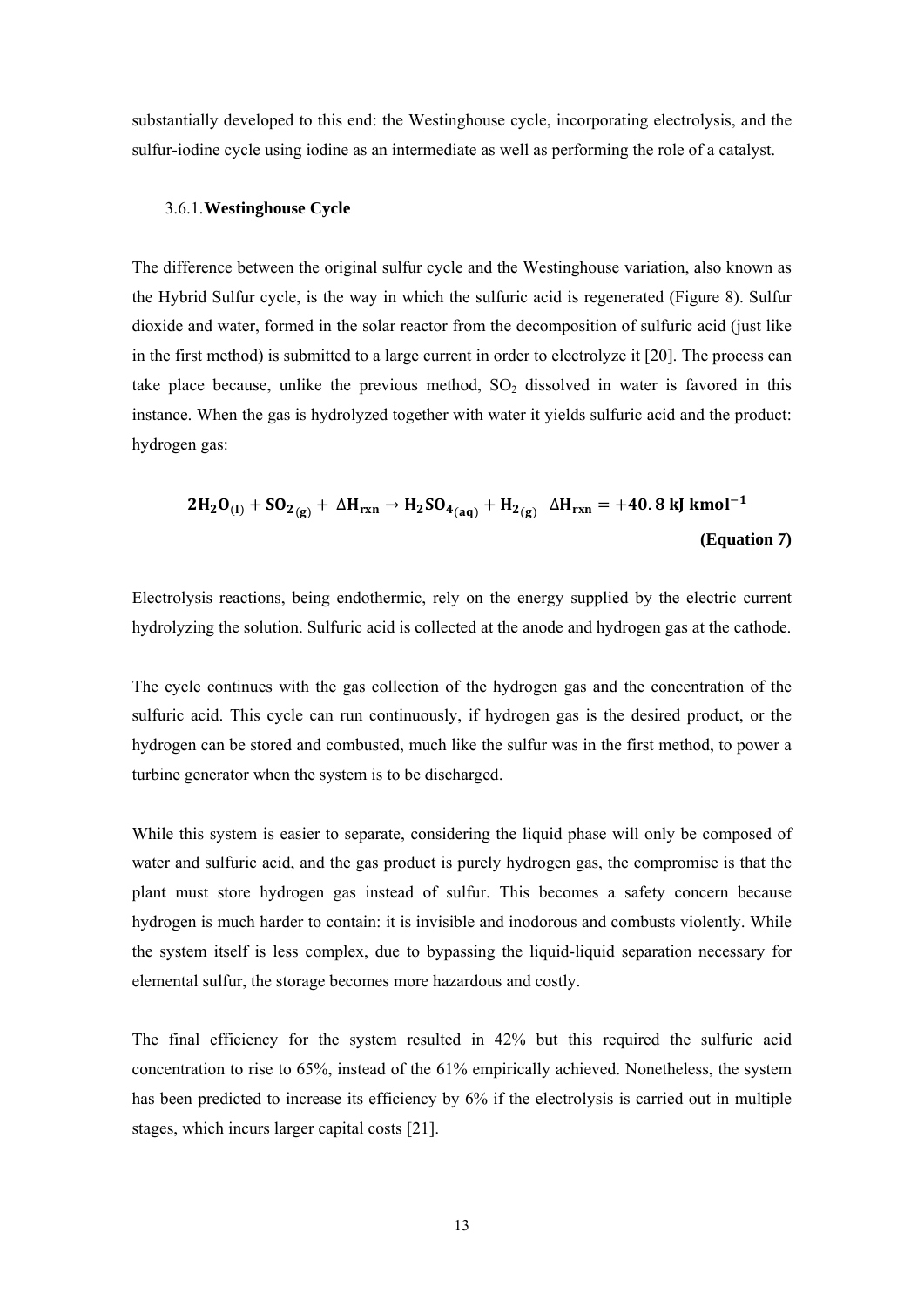substantially developed to this end: the Westinghouse cycle, incorporating electrolysis, and the sulfur-iodine cycle using iodine as an intermediate as well as performing the role of a catalyst.

### 3.6.1. Westinghouse Cycle

The difference between the original sulfur cycle and the Westinghouse variation, also known as the Hybrid Sulfur cycle, is the way in which the sulfuric acid is regenerated (Figure 8). Sulfur dioxide and water, formed in the solar reactor from the decomposition of sulfuric acid (just like in the first method) is submitted to a large current in order to electrolyze it [20]. The process can take place because, unlike the previous method, $SO_2$ dissolved in water is favored in this instance. When the gas is hydrolyzed together with water it yields sulfuric acid and the product: hydrogen gas:

$$\mathbf{2H_2O_{(l)} + SO_{2_{(g)}} + \Delta H_{rxn} \rightarrow H_2SO_{4_{(aq)}} + H_{2_{(g)}} \quad \Delta H_{rxn} = +40.8\ kJ\ kmol^{-1}}$$

**(Equation 7)**

Electrolysis reactions, being endothermic, rely on the energy supplied by the electric current hydrolyzing the solution. Sulfuric acid is collected at the anode and hydrogen gas at the cathode.

The cycle continues with the gas collection of the hydrogen gas and the concentration of the sulfuric acid. This cycle can run continuously, if hydrogen gas is the desired product, or the hydrogen can be stored and combusted, much like the sulfur was in the first method, to power a turbine generator when the system is to be discharged.

While this system is easier to separate, considering the liquid phase will only be composed of water and sulfuric acid, and the gas product is purely hydrogen gas, the compromise is that the plant must store hydrogen gas instead of sulfur. This becomes a safety concern because hydrogen is much harder to contain: it is invisible and inodorous and combusts violently. While the system itself is less complex, due to bypassing the liquid-liquid separation necessary for elemental sulfur, the storage becomes more hazardous and costly.

The final efficiency for the system resulted in 42% but this required the sulfuric acid concentration to rise to 65%, instead of the 61% empirically achieved. Nonetheless, the system has been predicted to increase its efficiency by 6% if the electrolysis is carried out in multiple stages, which incurs larger capital costs [21].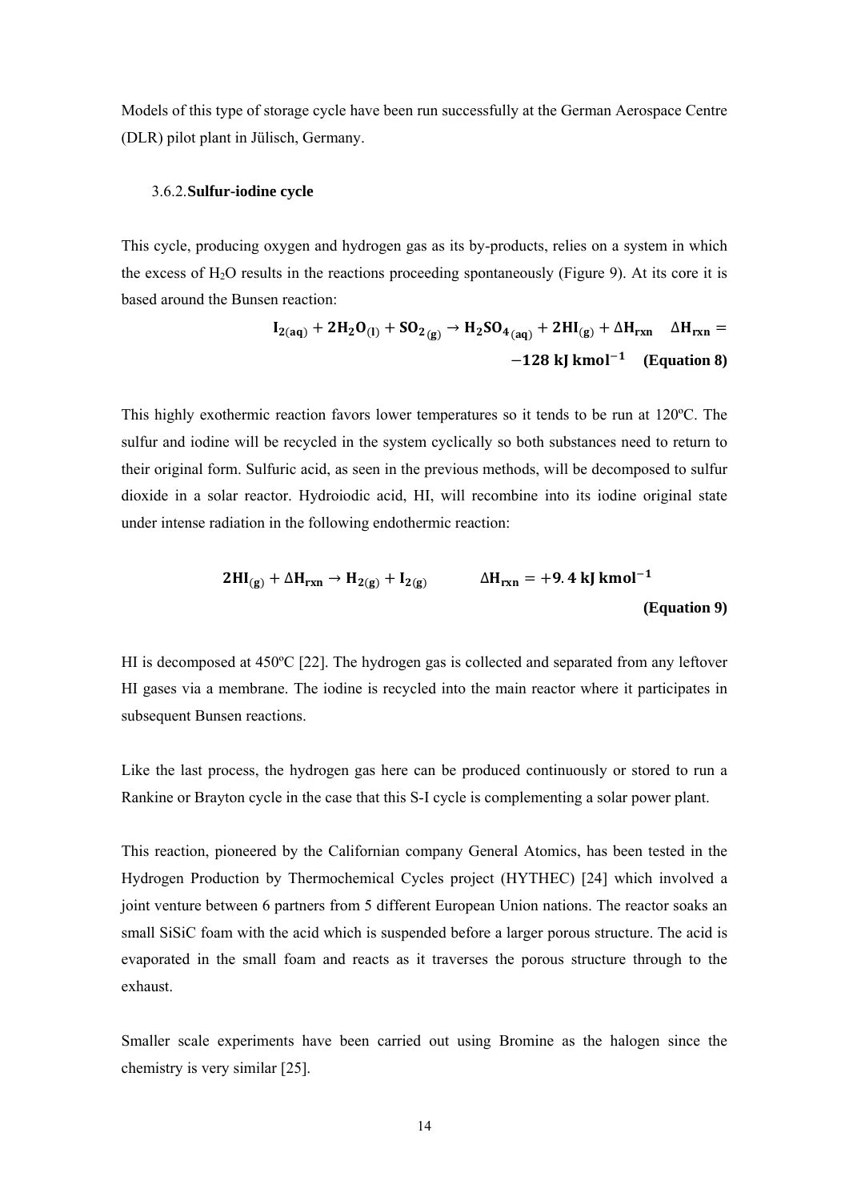Models of this type of storage cycle have been run successfully at the German Aerospace Centre (DLR) pilot plant in Jülisch, Germany.

### 3.6.2. **Sulfur-iodine cycle**

This cycle, producing oxygen and hydrogen gas as its by-products, relies on a system in which the excess of $H_2O$ results in the reactions proceeding spontaneously (Figure 9). At its core it is based around the Bunsen reaction:

$$\mathbf{I_{2(aq)} + 2H_2O_{(l)} + SO_{2\,(g)} \rightarrow H_2SO_{4\,(aq)} + 2HI_{(g)} + \Delta H_{rxn} \quad \Delta H_{rxn} = -128\ kJ\ kmol^{-1}} \quad \textbf{(Equation 8)}$$

This highly exothermic reaction favors lower temperatures so it tends to be run at 120ºC. The sulfur and iodine will be recycled in the system cyclically so both substances need to return to their original form. Sulfuric acid, as seen in the previous methods, will be decomposed to sulfur dioxide in a solar reactor. Hydroiodic acid, HI, will recombine into its iodine original state under intense radiation in the following endothermic reaction:

$$\mathbf{2HI_{(g)} + \Delta H_{rxn} \rightarrow H_{2(g)} + I_{2(g)} \qquad \Delta H_{rxn} = +9.4\ kJ\ kmol^{-1}} \quad \textbf{(Equation 9)}$$

HI is decomposed at 450ºC [22]. The hydrogen gas is collected and separated from any leftover HI gases via a membrane. The iodine is recycled into the main reactor where it participates in subsequent Bunsen reactions.

Like the last process, the hydrogen gas here can be produced continuously or stored to run a Rankine or Brayton cycle in the case that this S-I cycle is complementing a solar power plant.

This reaction, pioneered by the Californian company General Atomics, has been tested in the Hydrogen Production by Thermochemical Cycles project (HYTHEC) [24] which involved a joint venture between 6 partners from 5 different European Union nations. The reactor soaks an small SiSiC foam with the acid which is suspended before a larger porous structure. The acid is evaporated in the small foam and reacts as it traverses the porous structure through to the exhaust.

Smaller scale experiments have been carried out using Bromine as the halogen since the chemistry is very similar [25].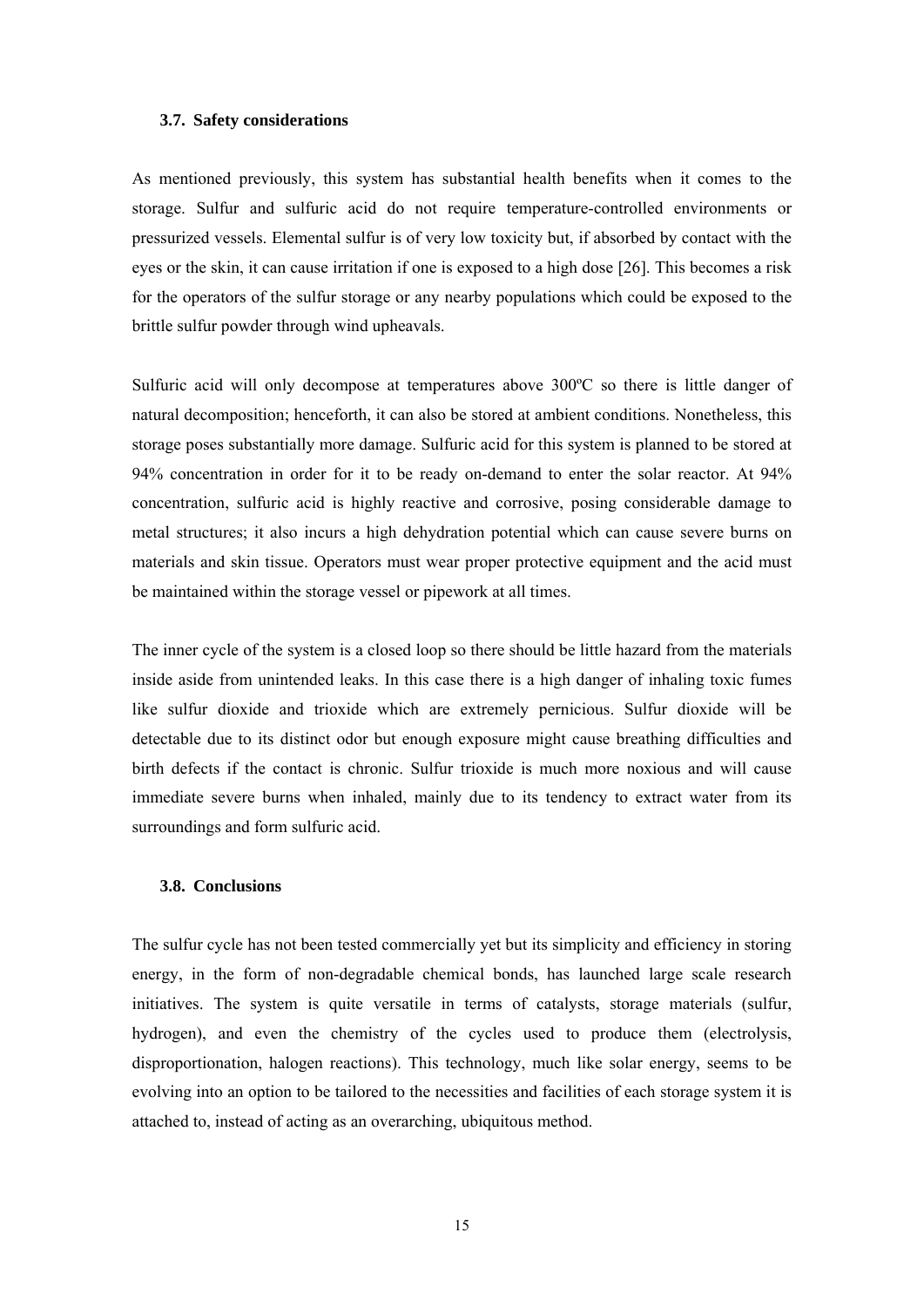### 3.7. Safety considerations

As mentioned previously, this system has substantial health benefits when it comes to the storage. Sulfur and sulfuric acid do not require temperature-controlled environments or pressurized vessels. Elemental sulfur is of very low toxicity but, if absorbed by contact with the eyes or the skin, it can cause irritation if one is exposed to a high dose [26]. This becomes a risk for the operators of the sulfur storage or any nearby populations which could be exposed to the brittle sulfur powder through wind upheavals.

Sulfuric acid will only decompose at temperatures above 300ºC so there is little danger of natural decomposition; henceforth, it can also be stored at ambient conditions. Nonetheless, this storage poses substantially more damage. Sulfuric acid for this system is planned to be stored at 94% concentration in order for it to be ready on-demand to enter the solar reactor. At 94% concentration, sulfuric acid is highly reactive and corrosive, posing considerable damage to metal structures; it also incurs a high dehydration potential which can cause severe burns on materials and skin tissue. Operators must wear proper protective equipment and the acid must be maintained within the storage vessel or pipework at all times.

The inner cycle of the system is a closed loop so there should be little hazard from the materials inside aside from unintended leaks. In this case there is a high danger of inhaling toxic fumes like sulfur dioxide and trioxide which are extremely pernicious. Sulfur dioxide will be detectable due to its distinct odor but enough exposure might cause breathing difficulties and birth defects if the contact is chronic. Sulfur trioxide is much more noxious and will cause immediate severe burns when inhaled, mainly due to its tendency to extract water from its surroundings and form sulfuric acid.

### 3.8. Conclusions

The sulfur cycle has not been tested commercially yet but its simplicity and efficiency in storing energy, in the form of non-degradable chemical bonds, has launched large scale research initiatives. The system is quite versatile in terms of catalysts, storage materials (sulfur, hydrogen), and even the chemistry of the cycles used to produce them (electrolysis, disproportionation, halogen reactions). This technology, much like solar energy, seems to be evolving into an option to be tailored to the necessities and facilities of each storage system it is attached to, instead of acting as an overarching, ubiquitous method.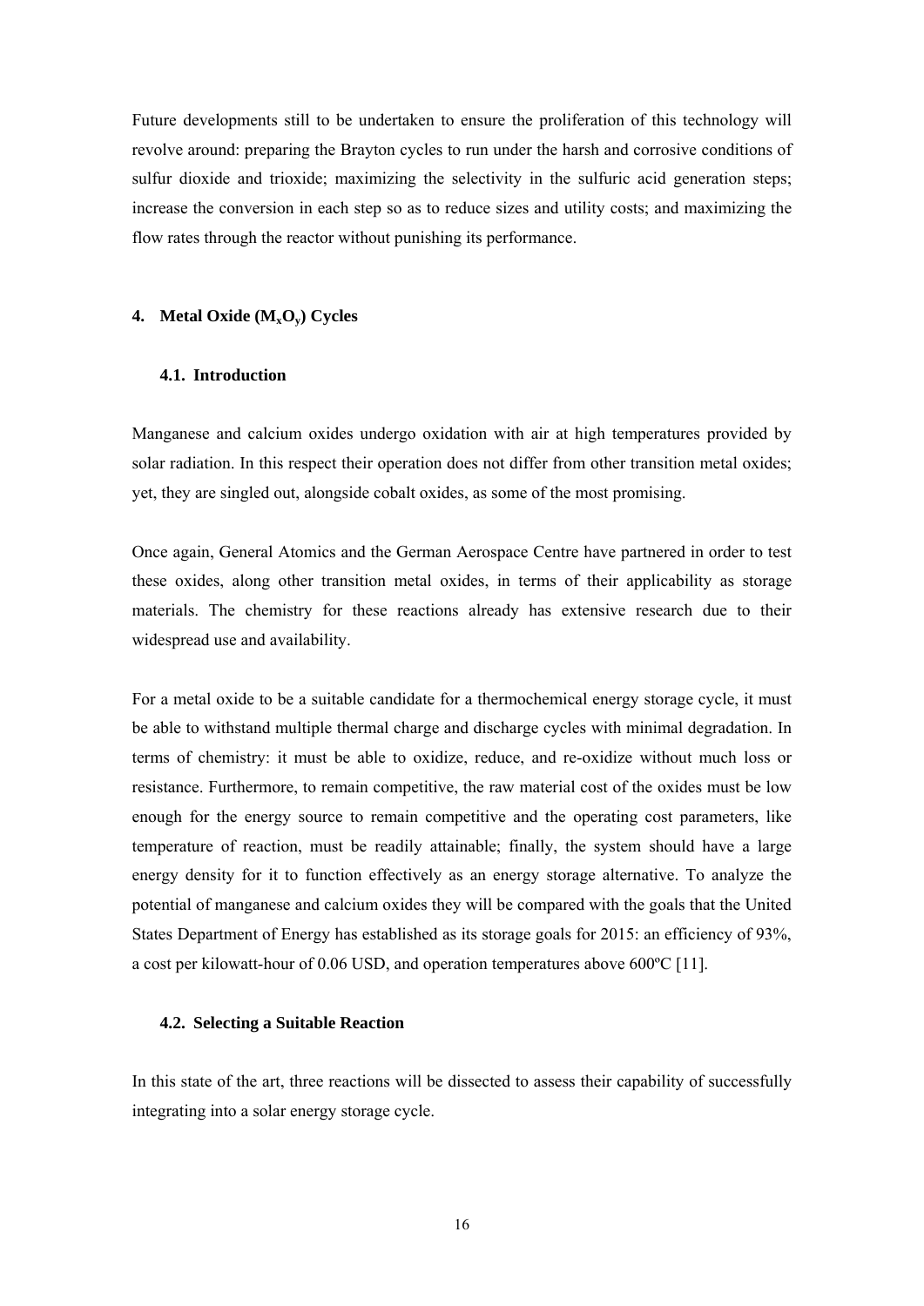Future developments still to be undertaken to ensure the proliferation of this technology will revolve around: preparing the Brayton cycles to run under the harsh and corrosive conditions of sulfur dioxide and trioxide; maximizing the selectivity in the sulfuric acid generation steps; increase the conversion in each step so as to reduce sizes and utility costs; and maximizing the flow rates through the reactor without punishing its performance.

## 4. Metal Oxide ($M_xO_y$) Cycles

### 4.1. Introduction

Manganese and calcium oxides undergo oxidation with air at high temperatures provided by solar radiation. In this respect their operation does not differ from other transition metal oxides; yet, they are singled out, alongside cobalt oxides, as some of the most promising.

Once again, General Atomics and the German Aerospace Centre have partnered in order to test these oxides, along other transition metal oxides, in terms of their applicability as storage materials. The chemistry for these reactions already has extensive research due to their widespread use and availability.

For a metal oxide to be a suitable candidate for a thermochemical energy storage cycle, it must be able to withstand multiple thermal charge and discharge cycles with minimal degradation. In terms of chemistry: it must be able to oxidize, reduce, and re-oxidize without much loss or resistance. Furthermore, to remain competitive, the raw material cost of the oxides must be low enough for the energy source to remain competitive and the operating cost parameters, like temperature of reaction, must be readily attainable; finally, the system should have a large energy density for it to function effectively as an energy storage alternative. To analyze the potential of manganese and calcium oxides they will be compared with the goals that the United States Department of Energy has established as its storage goals for 2015: an efficiency of 93%, a cost per kilowatt-hour of 0.06 USD, and operation temperatures above 600ºC [11].

### 4.2. Selecting a Suitable Reaction

In this state of the art, three reactions will be dissected to assess their capability of successfully integrating into a solar energy storage cycle.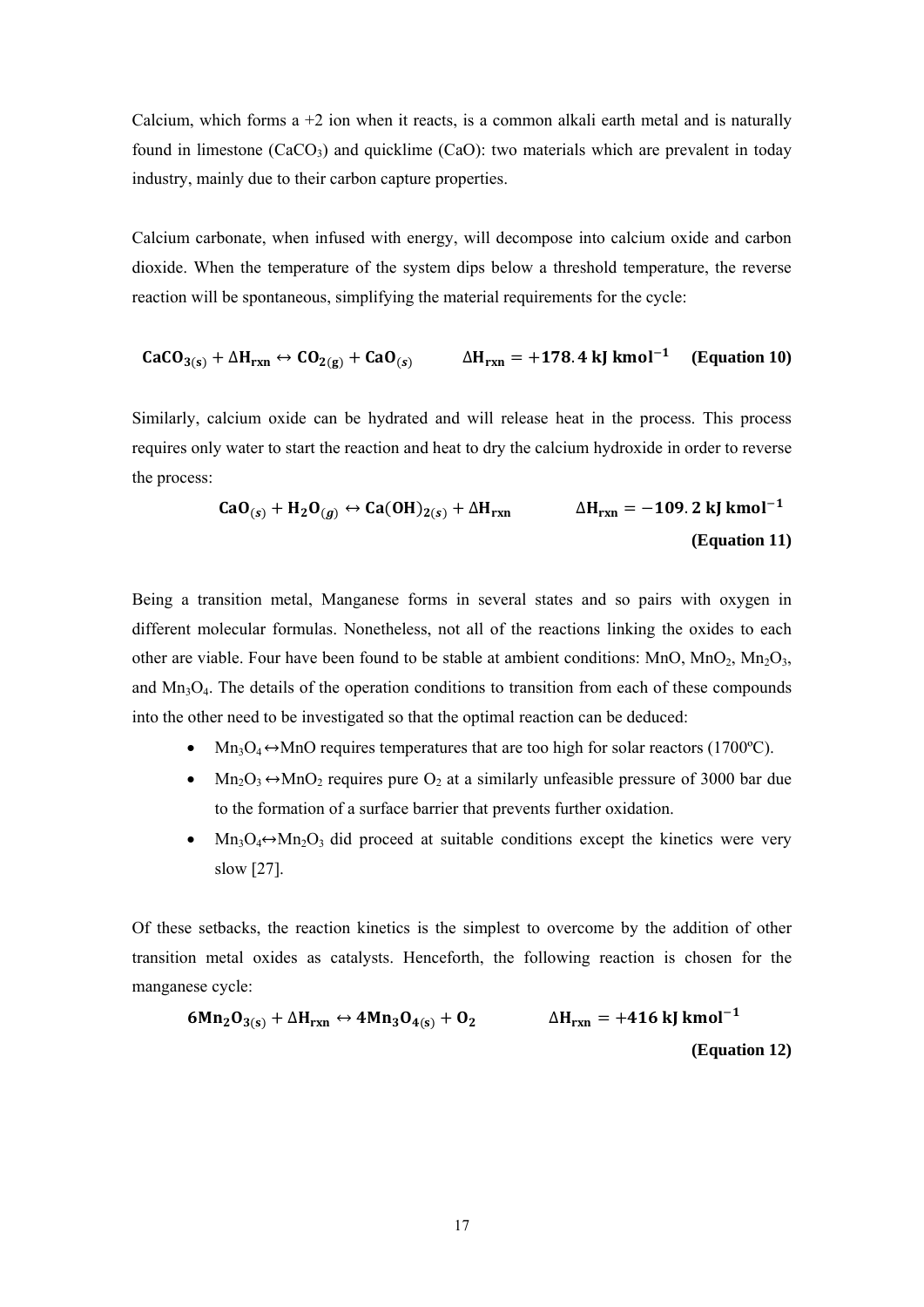Calcium, which forms a +2 ion when it reacts, is a common alkali earth metal and is naturally found in limestone ($CaCO_3$) and quicklime ($CaO$): two materials which are prevalent in today industry, mainly due to their carbon capture properties.

Calcium carbonate, when infused with energy, will decompose into calcium oxide and carbon dioxide. When the temperature of the system dips below a threshold temperature, the reverse reaction will be spontaneous, simplifying the material requirements for the cycle:

$$\mathbf{CaCO_{3(s)} + \Delta H_{rxn} \leftrightarrow CO_{2(g)} + CaO_{(s)} \qquad \Delta H_{rxn} = +178.4\ kJ\ kmol^{-1}} \quad \textbf{(Equation 10)}$$

Similarly, calcium oxide can be hydrated and will release heat in the process. This process requires only water to start the reaction and heat to dry the calcium hydroxide in order to reverse the process:

$$\mathbf{CaO_{(s)} + H_2O_{(g)} \leftrightarrow Ca(OH)_{2(s)} + \Delta H_{rxn} \qquad \Delta H_{rxn} = -109.2\ kJ\ kmol^{-1}} \quad \textbf{(Equation 11)}$$

Being a transition metal, Manganese forms in several states and so pairs with oxygen in different molecular formulas. Nonetheless, not all of the reactions linking the oxides to each other are viable. Four have been found to be stable at ambient conditions: $MnO$, $MnO_2$, $Mn_2O_3$, and $Mn_3O_4$. The details of the operation conditions to transition from each of these compounds into the other need to be investigated so that the optimal reaction can be deduced:

- $Mn_3O_4 \leftrightarrow MnO$ requires temperatures that are too high for solar reactors (1700ºC).
- $Mn_2O_3 \leftrightarrow MnO_2$ requires pure $O_2$ at a similarly unfeasible pressure of 3000 bar due to the formation of a surface barrier that prevents further oxidation.
- $Mn_3O_4 \leftrightarrow Mn_2O_3$ did proceed at suitable conditions except the kinetics were very slow [27].

Of these setbacks, the reaction kinetics is the simplest to overcome by the addition of other transition metal oxides as catalysts. Henceforth, the following reaction is chosen for the manganese cycle:

$$\mathbf{6Mn_2O_{3(s)} + \Delta H_{rxn} \leftrightarrow 4Mn_3O_{4(s)} + O_2 \qquad \Delta H_{rxn} = +416\ kJ\ kmol^{-1}} \quad \textbf{(Equation 12)}$$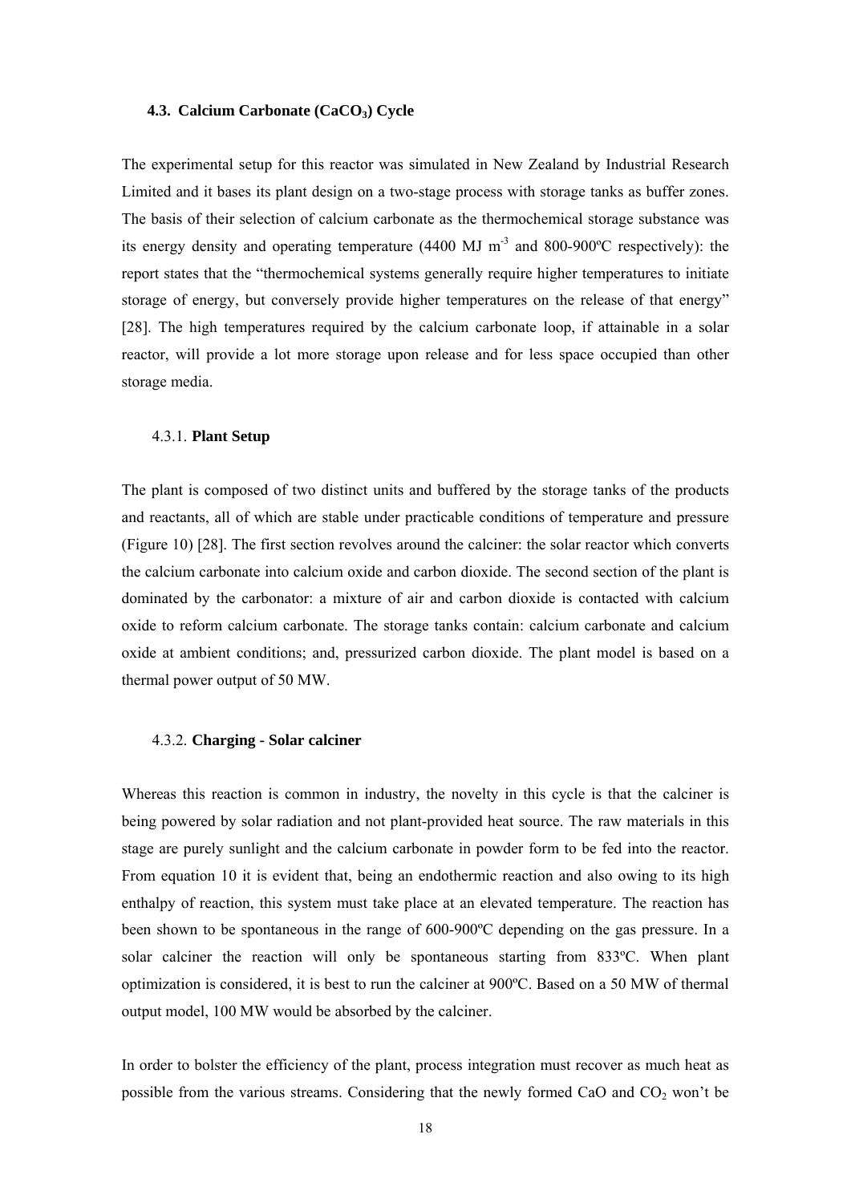### 4.3. Calcium Carbonate ($CaCO_3$) Cycle

The experimental setup for this reactor was simulated in New Zealand by Industrial Research Limited and it bases its plant design on a two-stage process with storage tanks as buffer zones. The basis of their selection of calcium carbonate as the thermochemical storage substance was its energy density and operating temperature (4400 MJ $m^{-3}$ and 800-900ºC respectively): the report states that the "thermochemical systems generally require higher temperatures to initiate storage of energy, but conversely provide higher temperatures on the release of that energy" [28]. The high temperatures required by the calcium carbonate loop, if attainable in a solar reactor, will provide a lot more storage upon release and for less space occupied than other storage media.

#### 4.3.1. **Plant Setup**

The plant is composed of two distinct units and buffered by the storage tanks of the products and reactants, all of which are stable under practicable conditions of temperature and pressure (Figure 10) [28]. The first section revolves around the calciner: the solar reactor which converts the calcium carbonate into calcium oxide and carbon dioxide. The second section of the plant is dominated by the carbonator: a mixture of air and carbon dioxide is contacted with calcium oxide to reform calcium carbonate. The storage tanks contain: calcium carbonate and calcium oxide at ambient conditions; and, pressurized carbon dioxide. The plant model is based on a thermal power output of 50 MW.

#### 4.3.2. **Charging - Solar calciner**

Whereas this reaction is common in industry, the novelty in this cycle is that the calciner is being powered by solar radiation and not plant-provided heat source. The raw materials in this stage are purely sunlight and the calcium carbonate in powder form to be fed into the reactor. From equation 10 it is evident that, being an endothermic reaction and also owing to its high enthalpy of reaction, this system must take place at an elevated temperature. The reaction has been shown to be spontaneous in the range of 600-900ºC depending on the gas pressure. In a solar calciner the reaction will only be spontaneous starting from 833ºC. When plant optimization is considered, it is best to run the calciner at 900ºC. Based on a 50 MW of thermal output model, 100 MW would be absorbed by the calciner.

In order to bolster the efficiency of the plant, process integration must recover as much heat as possible from the various streams. Considering that the newly formed $CaO$ and $CO_2$ won't be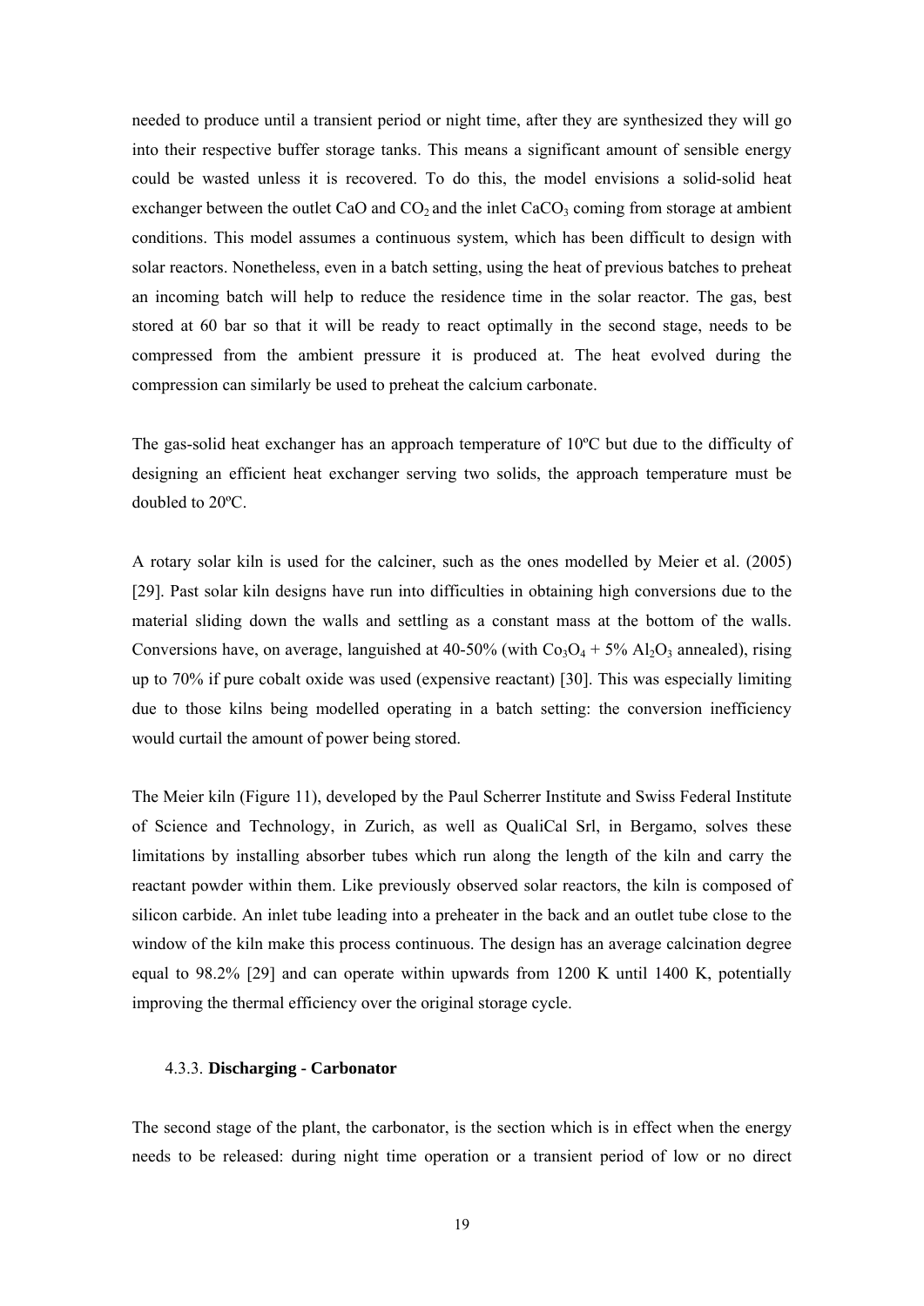needed to produce until a transient period or night time, after they are synthesized they will go into their respective buffer storage tanks. This means a significant amount of sensible energy could be wasted unless it is recovered. To do this, the model envisions a solid-solid heat exchanger between the outlet CaO and $CO_2$ and the inlet $CaCO_3$ coming from storage at ambient conditions. This model assumes a continuous system, which has been difficult to design with solar reactors. Nonetheless, even in a batch setting, using the heat of previous batches to preheat an incoming batch will help to reduce the residence time in the solar reactor. The gas, best stored at 60 bar so that it will be ready to react optimally in the second stage, needs to be compressed from the ambient pressure it is produced at. The heat evolved during the compression can similarly be used to preheat the calcium carbonate.

The gas-solid heat exchanger has an approach temperature of 10ºC but due to the difficulty of designing an efficient heat exchanger serving two solids, the approach temperature must be doubled to 20ºC.

A rotary solar kiln is used for the calciner, such as the ones modelled by Meier et al. (2005) [29]. Past solar kiln designs have run into difficulties in obtaining high conversions due to the material sliding down the walls and settling as a constant mass at the bottom of the walls. Conversions have, on average, languished at 40-50% (with $Co_3O_4$ + 5% $Al_2O_3$ annealed), rising up to 70% if pure cobalt oxide was used (expensive reactant) [30]. This was especially limiting due to those kilns being modelled operating in a batch setting: the conversion inefficiency would curtail the amount of power being stored.

The Meier kiln (Figure 11), developed by the Paul Scherrer Institute and Swiss Federal Institute of Science and Technology, in Zurich, as well as QualiCal Srl, in Bergamo, solves these limitations by installing absorber tubes which run along the length of the kiln and carry the reactant powder within them. Like previously observed solar reactors, the kiln is composed of silicon carbide. An inlet tube leading into a preheater in the back and an outlet tube close to the window of the kiln make this process continuous. The design has an average calcination degree equal to 98.2% [29] and can operate within upwards from 1200 K until 1400 K, potentially improving the thermal efficiency over the original storage cycle.

### 4.3.3. **Discharging - Carbonator**

The second stage of the plant, the carbonator, is the section which is in effect when the energy needs to be released: during night time operation or a transient period of low or no direct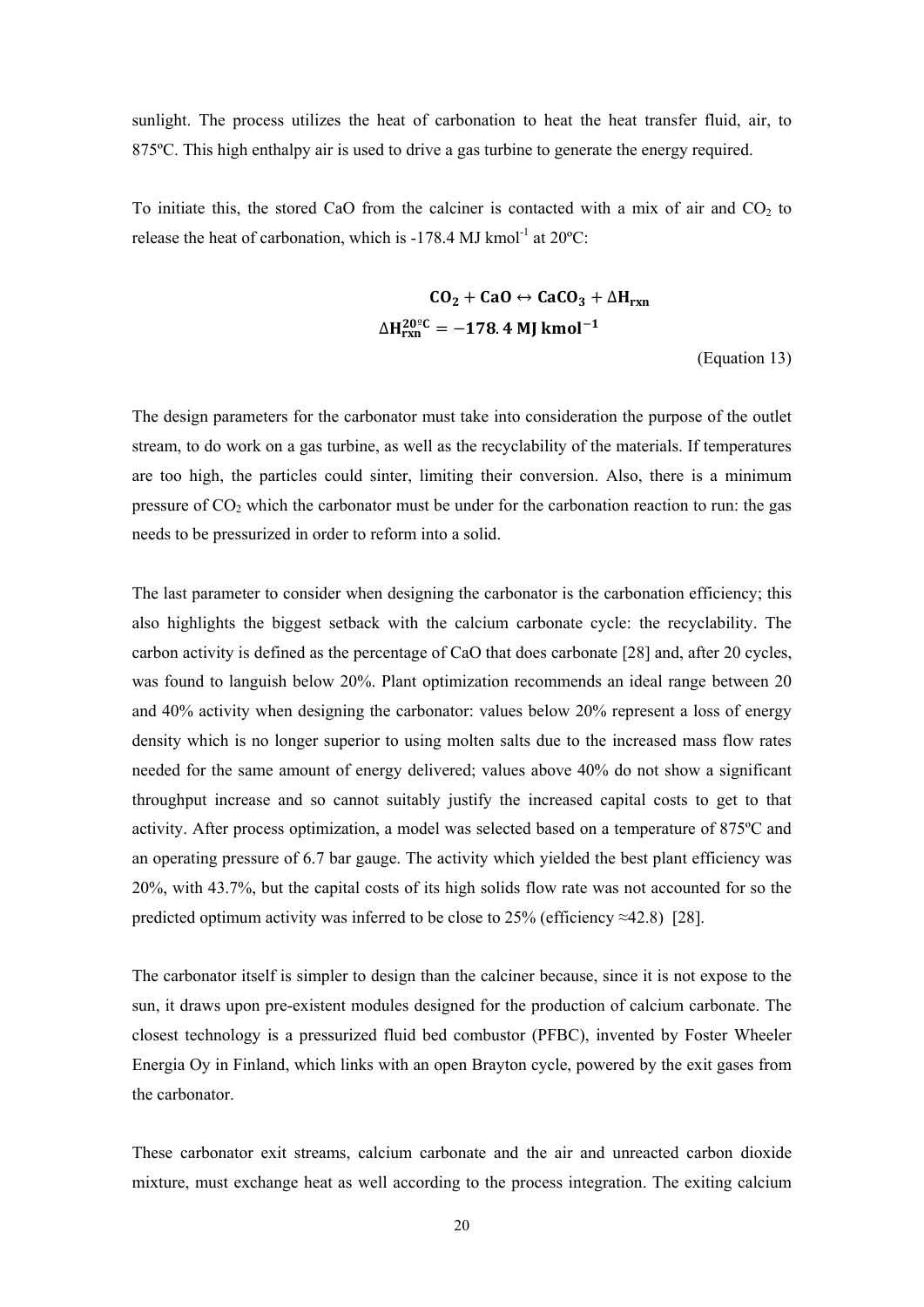sunlight. The process utilizes the heat of carbonation to heat the heat transfer fluid, air, to 875ºC. This high enthalpy air is used to drive a gas turbine to generate the energy required.

To initiate this, the stored CaO from the calciner is contacted with a mix of air and $CO_2$ to release the heat of carbonation, which is -178.4 MJ kmol$^{-1}$ at 20ºC:

$$\mathbf{CO_2 + CaO \leftrightarrow CaCO_3 + \Delta H_{rxn}}$$
$$\mathbf{\Delta H_{rxn}^{20^{\circ}C} = -178.4\ MJ\ kmol^{-1}}$$

(Equation 13)

The design parameters for the carbonator must take into consideration the purpose of the outlet stream, to do work on a gas turbine, as well as the recyclability of the materials. If temperatures are too high, the particles could sinter, limiting their conversion. Also, there is a minimum pressure of $CO_2$ which the carbonator must be under for the carbonation reaction to run: the gas needs to be pressurized in order to reform into a solid.

The last parameter to consider when designing the carbonator is the carbonation efficiency; this also highlights the biggest setback with the calcium carbonate cycle: the recyclability. The carbon activity is defined as the percentage of CaO that does carbonate [28] and, after 20 cycles, was found to languish below 20%. Plant optimization recommends an ideal range between 20 and 40% activity when designing the carbonator: values below 20% represent a loss of energy density which is no longer superior to using molten salts due to the increased mass flow rates needed for the same amount of energy delivered; values above 40% do not show a significant throughput increase and so cannot suitably justify the increased capital costs to get to that activity. After process optimization, a model was selected based on a temperature of 875ºC and an operating pressure of 6.7 bar gauge. The activity which yielded the best plant efficiency was 20%, with 43.7%, but the capital costs of its high solids flow rate was not accounted for so the predicted optimum activity was inferred to be close to 25% (efficiency ≈42.8) [28].

The carbonator itself is simpler to design than the calciner because, since it is not expose to the sun, it draws upon pre-existent modules designed for the production of calcium carbonate. The closest technology is a pressurized fluid bed combustor (PFBC), invented by Foster Wheeler Energia Oy in Finland, which links with an open Brayton cycle, powered by the exit gases from the carbonator.

These carbonator exit streams, calcium carbonate and the air and unreacted carbon dioxide mixture, must exchange heat as well according to the process integration. The exiting calcium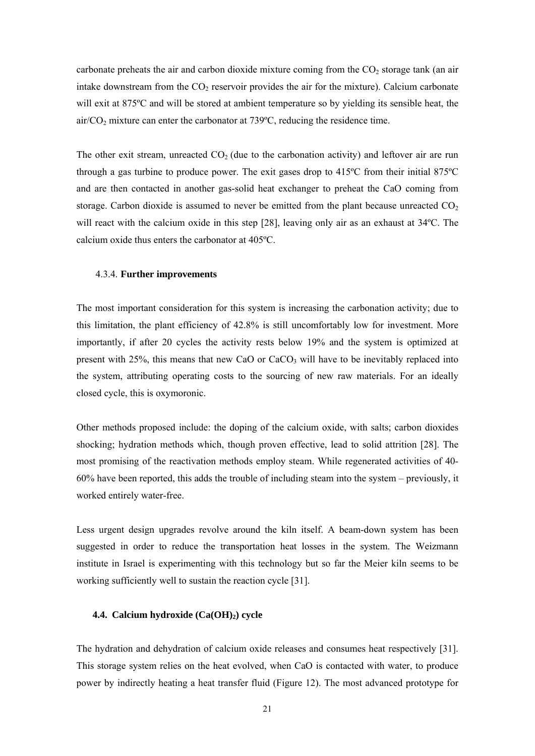carbonate preheats the air and carbon dioxide mixture coming from the $CO_2$ storage tank (an air intake downstream from the $CO_2$ reservoir provides the air for the mixture). Calcium carbonate will exit at 875ºC and will be stored at ambient temperature so by yielding its sensible heat, the air/$CO_2$ mixture can enter the carbonator at 739ºC, reducing the residence time.

The other exit stream, unreacted $CO_2$ (due to the carbonation activity) and leftover air are run through a gas turbine to produce power. The exit gases drop to 415ºC from their initial 875ºC and are then contacted in another gas-solid heat exchanger to preheat the CaO coming from storage. Carbon dioxide is assumed to never be emitted from the plant because unreacted $CO_2$ will react with the calcium oxide in this step [28], leaving only air as an exhaust at 34ºC. The calcium oxide thus enters the carbonator at 405ºC.

#### 4.3.4. **Further improvements**

The most important consideration for this system is increasing the carbonation activity; due to this limitation, the plant efficiency of 42.8% is still uncomfortably low for investment. More importantly, if after 20 cycles the activity rests below 19% and the system is optimized at present with 25%, this means that new CaO or $CaCO_3$ will have to be inevitably replaced into the system, attributing operating costs to the sourcing of new raw materials. For an ideally closed cycle, this is oxymoronic.

Other methods proposed include: the doping of the calcium oxide, with salts; carbon dioxides shocking; hydration methods which, though proven effective, lead to solid attrition [28]. The most promising of the reactivation methods employ steam. While regenerated activities of 40-60% have been reported, this adds the trouble of including steam into the system – previously, it worked entirely water-free.

Less urgent design upgrades revolve around the kiln itself. A beam-down system has been suggested in order to reduce the transportation heat losses in the system. The Weizmann institute in Israel is experimenting with this technology but so far the Meier kiln seems to be working sufficiently well to sustain the reaction cycle [31].

### 4.4. Calcium hydroxide ($Ca(OH)_2$) cycle

The hydration and dehydration of calcium oxide releases and consumes heat respectively [31]. This storage system relies on the heat evolved, when CaO is contacted with water, to produce power by indirectly heating a heat transfer fluid (Figure 12). The most advanced prototype for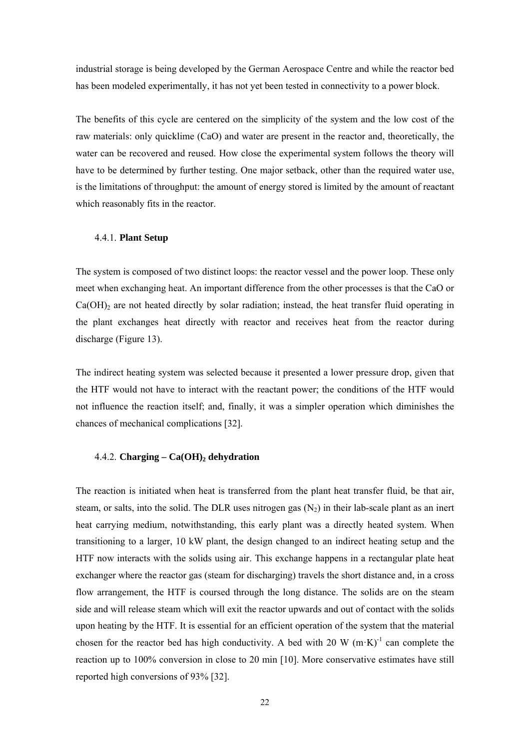industrial storage is being developed by the German Aerospace Centre and while the reactor bed has been modeled experimentally, it has not yet been tested in connectivity to a power block.

The benefits of this cycle are centered on the simplicity of the system and the low cost of the raw materials: only quicklime (CaO) and water are present in the reactor and, theoretically, the water can be recovered and reused. How close the experimental system follows the theory will have to be determined by further testing. One major setback, other than the required water use, is the limitations of throughput: the amount of energy stored is limited by the amount of reactant which reasonably fits in the reactor.

### 4.4.1. **Plant Setup**

The system is composed of two distinct loops: the reactor vessel and the power loop. These only meet when exchanging heat. An important difference from the other processes is that the CaO or $Ca(OH)_2$ are not heated directly by solar radiation; instead, the heat transfer fluid operating in the plant exchanges heat directly with reactor and receives heat from the reactor during discharge (Figure 13).

The indirect heating system was selected because it presented a lower pressure drop, given that the HTF would not have to interact with the reactant power; the conditions of the HTF would not influence the reaction itself; and, finally, it was a simpler operation which diminishes the chances of mechanical complications [32].

### 4.4.2. **Charging – $Ca(OH)_2$ dehydration**

The reaction is initiated when heat is transferred from the plant heat transfer fluid, be that air, steam, or salts, into the solid. The DLR uses nitrogen gas ($N_2$) in their lab-scale plant as an inert heat carrying medium, notwithstanding, this early plant was a directly heated system. When transitioning to a larger, 10 kW plant, the design changed to an indirect heating setup and the HTF now interacts with the solids using air. This exchange happens in a rectangular plate heat exchanger where the reactor gas (steam for discharging) travels the short distance and, in a cross flow arrangement, the HTF is coursed through the long distance. The solids are on the steam side and will release steam which will exit the reactor upwards and out of contact with the solids upon heating by the HTF. It is essential for an efficient operation of the system that the material chosen for the reactor bed has high conductivity. A bed with 20 W $(m \cdot K)^{-1}$ can complete the reaction up to 100% conversion in close to 20 min [10]. More conservative estimates have still reported high conversions of 93% [32].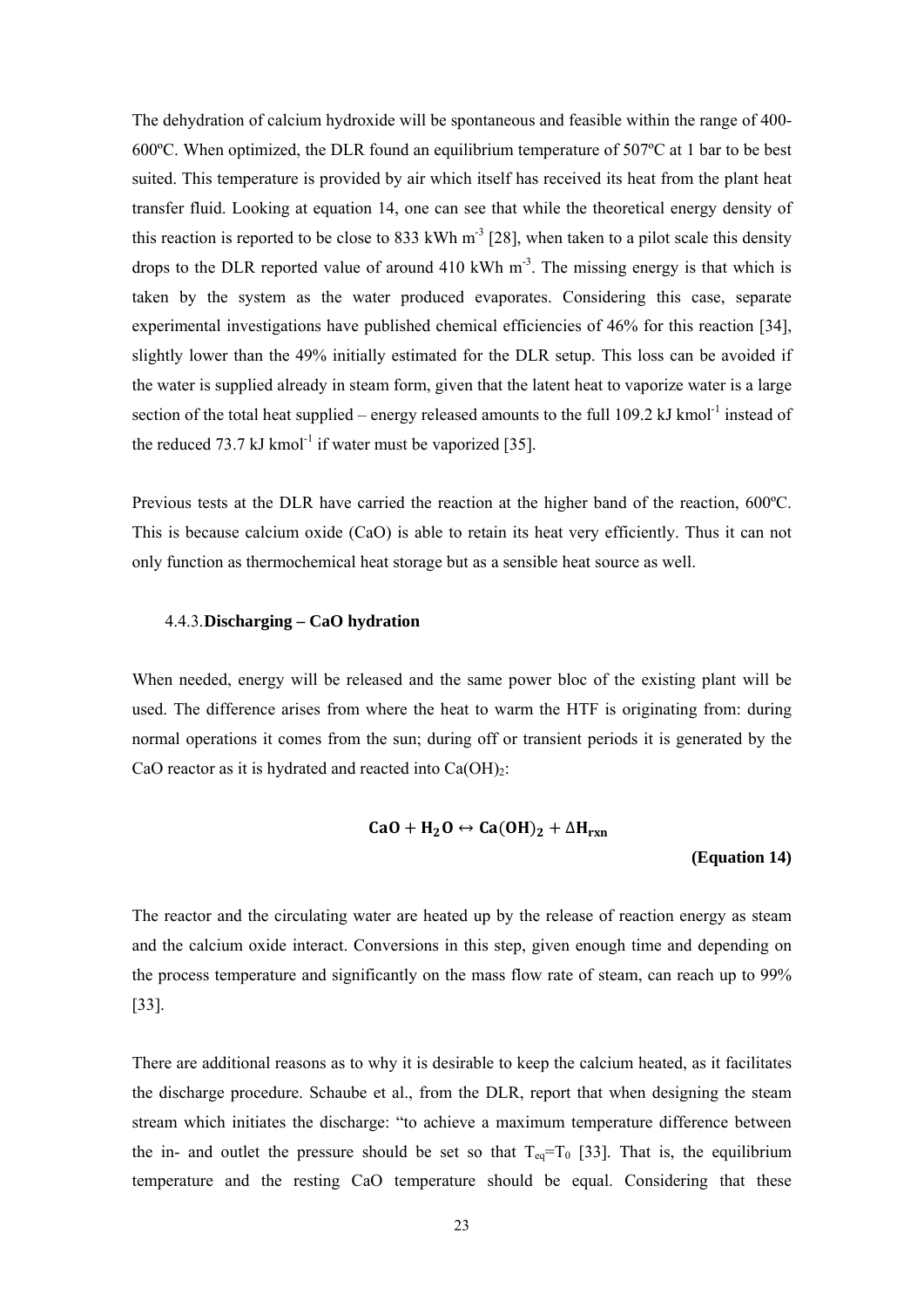The dehydration of calcium hydroxide will be spontaneous and feasible within the range of 400-600ºC. When optimized, the DLR found an equilibrium temperature of 507ºC at 1 bar to be best suited. This temperature is provided by air which itself has received its heat from the plant heat transfer fluid. Looking at equation 14, one can see that while the theoretical energy density of this reaction is reported to be close to 833 kWh $m^{-3}$ [28], when taken to a pilot scale this density drops to the DLR reported value of around 410 kWh $m^{-3}$. The missing energy is that which is taken by the system as the water produced evaporates. Considering this case, separate experimental investigations have published chemical efficiencies of 46% for this reaction [34], slightly lower than the 49% initially estimated for the DLR setup. This loss can be avoided if the water is supplied already in steam form, given that the latent heat to vaporize water is a large section of the total heat supplied – energy released amounts to the full 109.2 kJ $kmol^{-1}$ instead of the reduced 73.7 kJ $kmol^{-1}$ if water must be vaporized [35].

Previous tests at the DLR have carried the reaction at the higher band of the reaction, 600ºC. This is because calcium oxide (CaO) is able to retain its heat very efficiently. Thus it can not only function as thermochemical heat storage but as a sensible heat source as well.

### 4.4.3. Discharging – CaO hydration

When needed, energy will be released and the same power bloc of the existing plant will be used. The difference arises from where the heat to warm the HTF is originating from: during normal operations it comes from the sun; during off or transient periods it is generated by the CaO reactor as it is hydrated and reacted into $Ca(OH)_2$:

$$\mathbf{CaO + H_2O \leftrightarrow Ca(OH)_2 + \Delta H_{rxn}}$$

**(Equation 14)**

The reactor and the circulating water are heated up by the release of reaction energy as steam and the calcium oxide interact. Conversions in this step, given enough time and depending on the process temperature and significantly on the mass flow rate of steam, can reach up to 99% [33].

There are additional reasons as to why it is desirable to keep the calcium heated, as it facilitates the discharge procedure. Schaube et al., from the DLR, report that when designing the steam stream which initiates the discharge: "to achieve a maximum temperature difference between the in- and outlet the pressure should be set so that $T_{eq}=T_0$ [33]. That is, the equilibrium temperature and the resting CaO temperature should be equal. Considering that these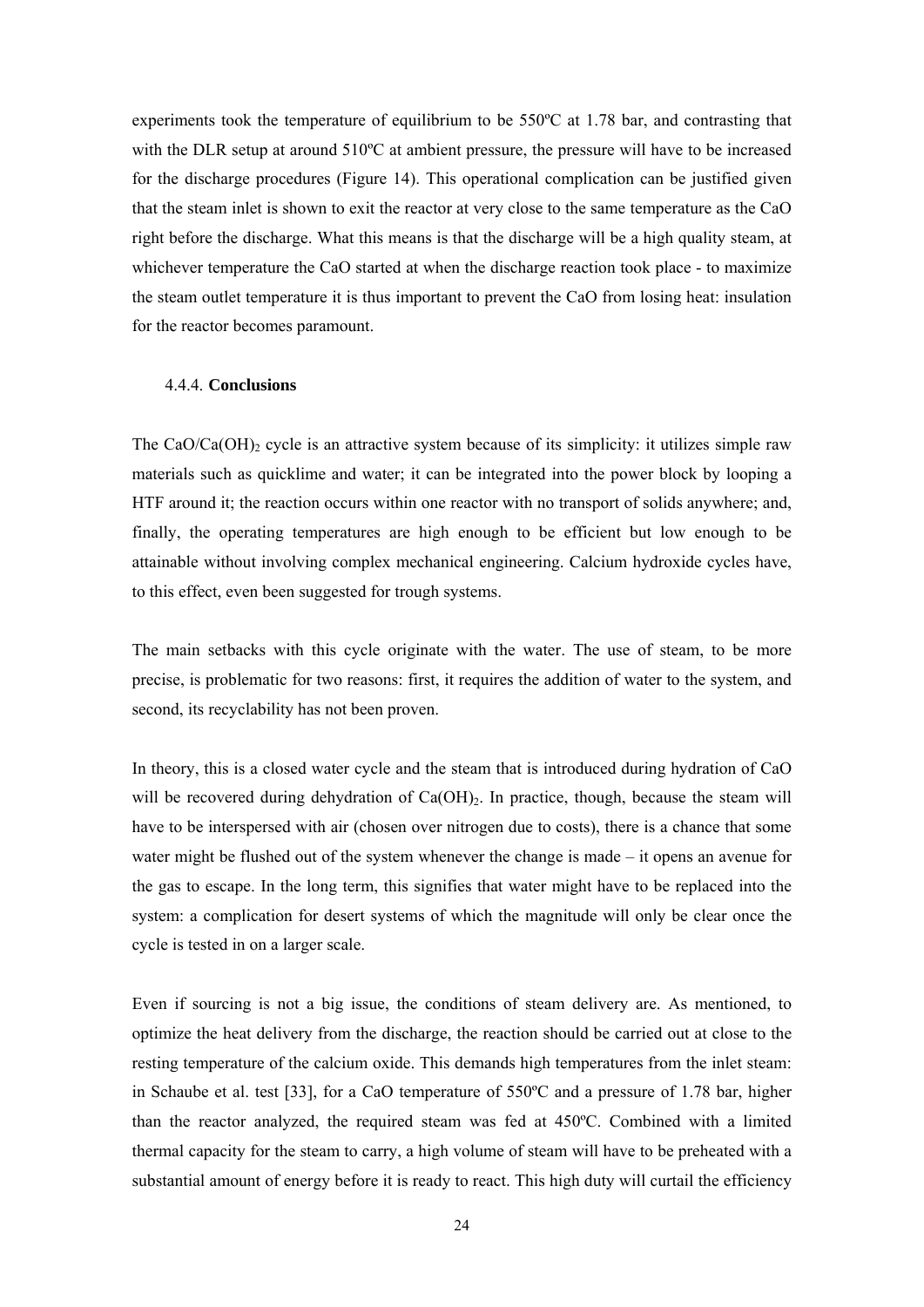experiments took the temperature of equilibrium to be 550ºC at 1.78 bar, and contrasting that with the DLR setup at around 510ºC at ambient pressure, the pressure will have to be increased for the discharge procedures (Figure 14). This operational complication can be justified given that the steam inlet is shown to exit the reactor at very close to the same temperature as the CaO right before the discharge. What this means is that the discharge will be a high quality steam, at whichever temperature the CaO started at when the discharge reaction took place - to maximize the steam outlet temperature it is thus important to prevent the CaO from losing heat: insulation for the reactor becomes paramount.

#### 4.4.4. **Conclusions**

The $CaO/Ca(OH)_2$ cycle is an attractive system because of its simplicity: it utilizes simple raw materials such as quicklime and water; it can be integrated into the power block by looping a HTF around it; the reaction occurs within one reactor with no transport of solids anywhere; and, finally, the operating temperatures are high enough to be efficient but low enough to be attainable without involving complex mechanical engineering. Calcium hydroxide cycles have, to this effect, even been suggested for trough systems.

The main setbacks with this cycle originate with the water. The use of steam, to be more precise, is problematic for two reasons: first, it requires the addition of water to the system, and second, its recyclability has not been proven.

In theory, this is a closed water cycle and the steam that is introduced during hydration of CaO will be recovered during dehydration of $Ca(OH)_2$. In practice, though, because the steam will have to be interspersed with air (chosen over nitrogen due to costs), there is a chance that some water might be flushed out of the system whenever the change is made – it opens an avenue for the gas to escape. In the long term, this signifies that water might have to be replaced into the system: a complication for desert systems of which the magnitude will only be clear once the cycle is tested in on a larger scale.

Even if sourcing is not a big issue, the conditions of steam delivery are. As mentioned, to optimize the heat delivery from the discharge, the reaction should be carried out at close to the resting temperature of the calcium oxide. This demands high temperatures from the inlet steam: in Schaube et al. test [33], for a CaO temperature of 550ºC and a pressure of 1.78 bar, higher than the reactor analyzed, the required steam was fed at 450ºC. Combined with a limited thermal capacity for the steam to carry, a high volume of steam will have to be preheated with a substantial amount of energy before it is ready to react. This high duty will curtail the efficiency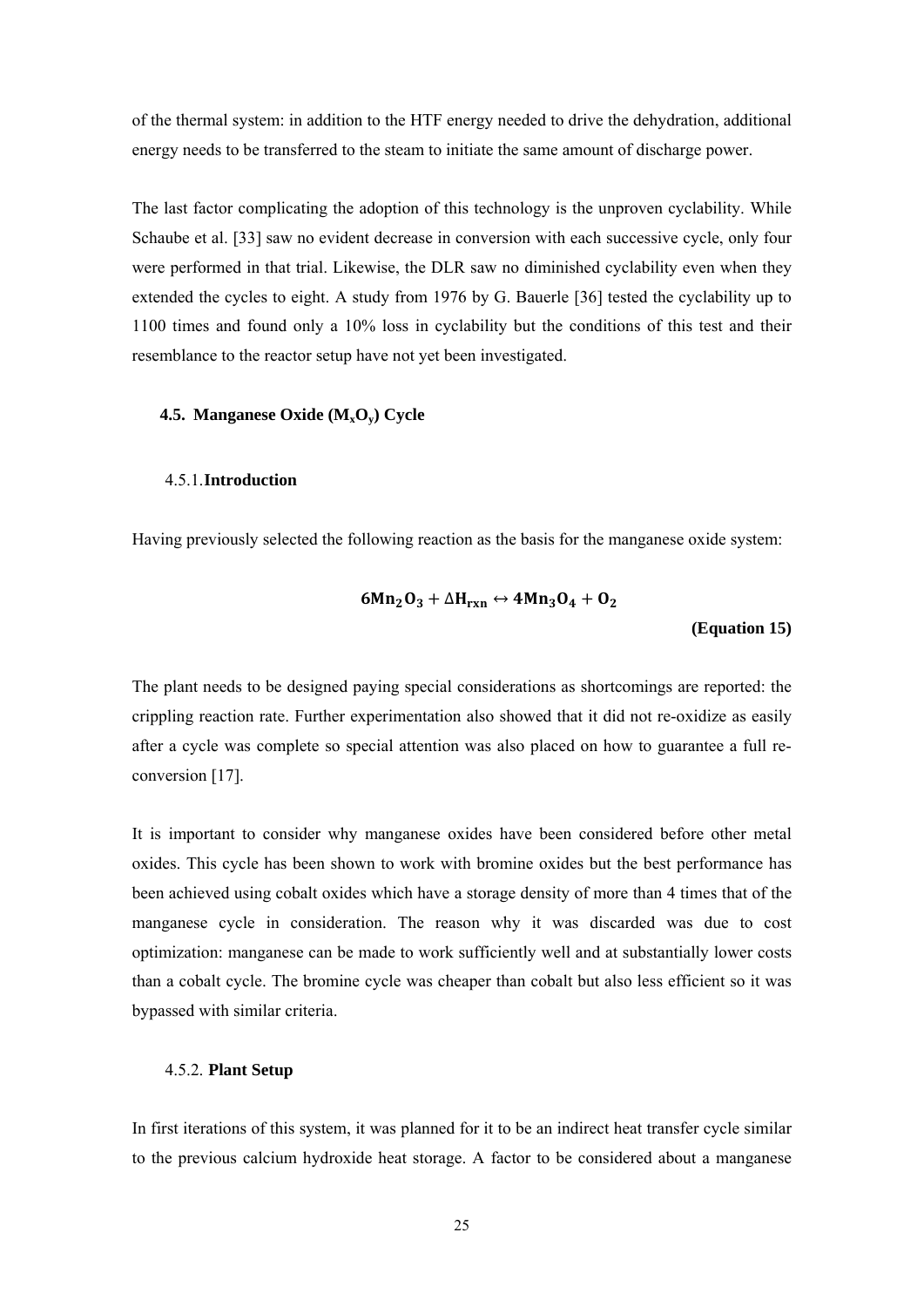of the thermal system: in addition to the HTF energy needed to drive the dehydration, additional energy needs to be transferred to the steam to initiate the same amount of discharge power.

The last factor complicating the adoption of this technology is the unproven cyclability. While Schaube et al. [33] saw no evident decrease in conversion with each successive cycle, only four were performed in that trial. Likewise, the DLR saw no diminished cyclability even when they extended the cycles to eight. A study from 1976 by G. Bauerle [36] tested the cyclability up to 1100 times and found only a 10% loss in cyclability but the conditions of this test and their resemblance to the reactor setup have not yet been investigated.

## 4.5. Manganese Oxide ($M_xO_y$) Cycle

### 4.5.1. Introduction

Having previously selected the following reaction as the basis for the manganese oxide system:

$$6Mn_2O_3 + \Delta H_{rxn} \leftrightarrow 4Mn_3O_4 + O_2$$

**(Equation 15)**

The plant needs to be designed paying special considerations as shortcomings are reported: the crippling reaction rate. Further experimentation also showed that it did not re-oxidize as easily after a cycle was complete so special attention was also placed on how to guarantee a full re-conversion [17].

It is important to consider why manganese oxides have been considered before other metal oxides. This cycle has been shown to work with bromine oxides but the best performance has been achieved using cobalt oxides which have a storage density of more than 4 times that of the manganese cycle in consideration. The reason why it was discarded was due to cost optimization: manganese can be made to work sufficiently well and at substantially lower costs than a cobalt cycle. The bromine cycle was cheaper than cobalt but also less efficient so it was bypassed with similar criteria.

### 4.5.2. Plant Setup

In first iterations of this system, it was planned for it to be an indirect heat transfer cycle similar to the previous calcium hydroxide heat storage. A factor to be considered about a manganese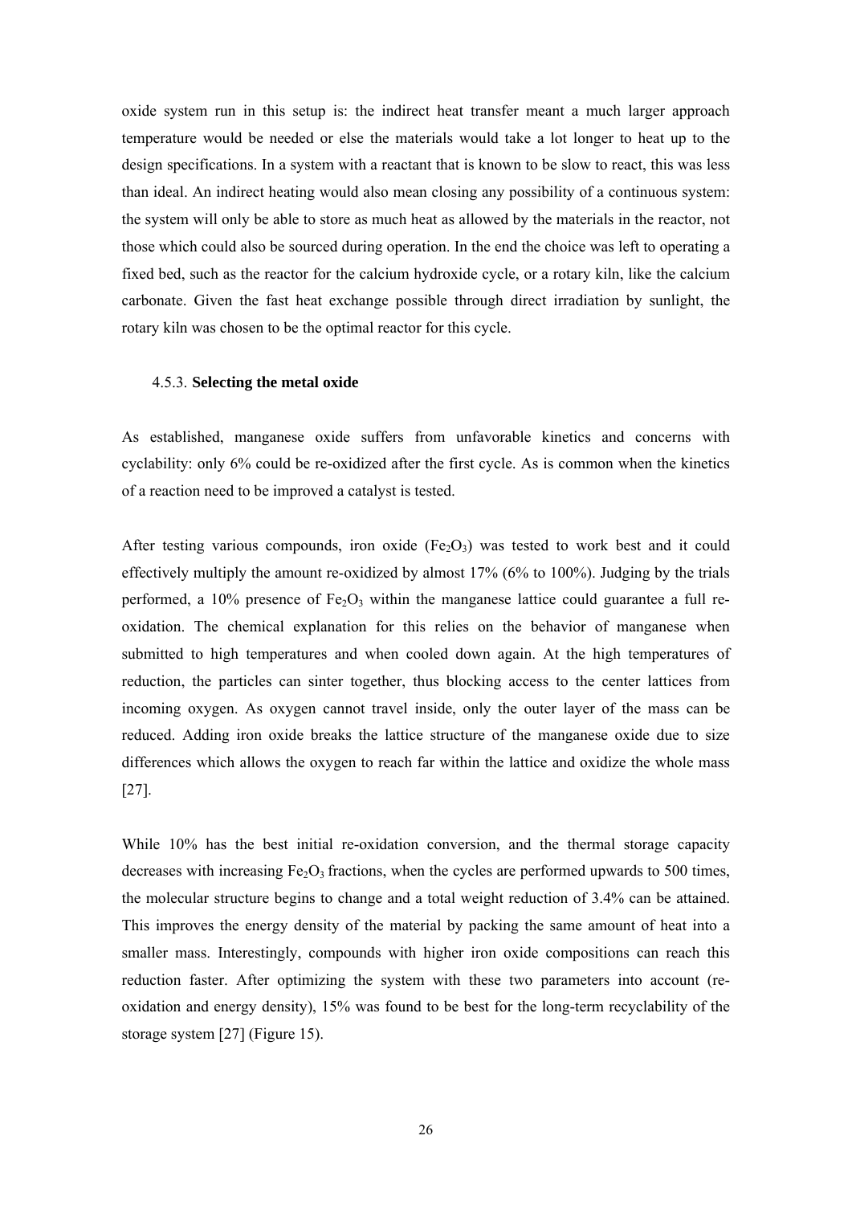oxide system run in this setup is: the indirect heat transfer meant a much larger approach temperature would be needed or else the materials would take a lot longer to heat up to the design specifications. In a system with a reactant that is known to be slow to react, this was less than ideal. An indirect heating would also mean closing any possibility of a continuous system: the system will only be able to store as much heat as allowed by the materials in the reactor, not those which could also be sourced during operation. In the end the choice was left to operating a fixed bed, such as the reactor for the calcium hydroxide cycle, or a rotary kiln, like the calcium carbonate. Given the fast heat exchange possible through direct irradiation by sunlight, the rotary kiln was chosen to be the optimal reactor for this cycle.

### 4.5.3. **Selecting the metal oxide**

As established, manganese oxide suffers from unfavorable kinetics and concerns with cyclability: only 6% could be re-oxidized after the first cycle. As is common when the kinetics of a reaction need to be improved a catalyst is tested.

After testing various compounds, iron oxide ($Fe_2O_3$) was tested to work best and it could effectively multiply the amount re-oxidized by almost 17% (6% to 100%). Judging by the trials performed, a 10% presence of $Fe_2O_3$ within the manganese lattice could guarantee a full re-oxidation. The chemical explanation for this relies on the behavior of manganese when submitted to high temperatures and when cooled down again. At the high temperatures of reduction, the particles can sinter together, thus blocking access to the center lattices from incoming oxygen. As oxygen cannot travel inside, only the outer layer of the mass can be reduced. Adding iron oxide breaks the lattice structure of the manganese oxide due to size differences which allows the oxygen to reach far within the lattice and oxidize the whole mass [27].

While 10% has the best initial re-oxidation conversion, and the thermal storage capacity decreases with increasing $Fe_2O_3$ fractions, when the cycles are performed upwards to 500 times, the molecular structure begins to change and a total weight reduction of 3.4% can be attained. This improves the energy density of the material by packing the same amount of heat into a smaller mass. Interestingly, compounds with higher iron oxide compositions can reach this reduction faster. After optimizing the system with these two parameters into account (re-oxidation and energy density), 15% was found to be best for the long-term recyclability of the storage system [27] (Figure 15).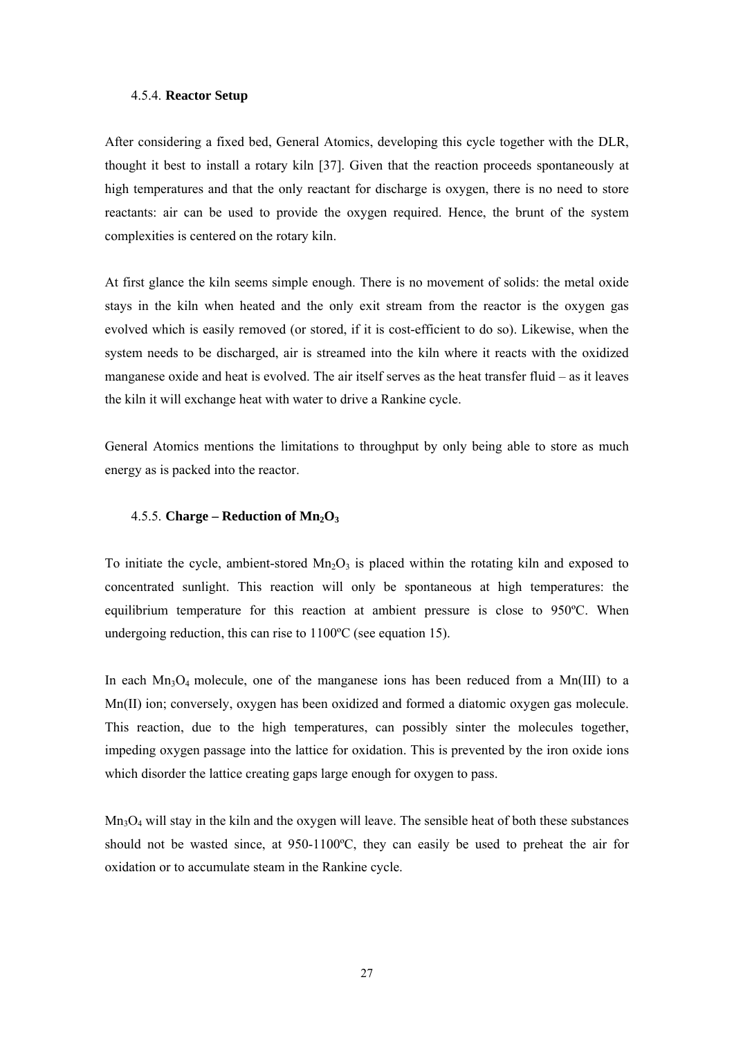### 4.5.4. **Reactor Setup**

After considering a fixed bed, General Atomics, developing this cycle together with the DLR, thought it best to install a rotary kiln [37]. Given that the reaction proceeds spontaneously at high temperatures and that the only reactant for discharge is oxygen, there is no need to store reactants: air can be used to provide the oxygen required. Hence, the brunt of the system complexities is centered on the rotary kiln.

At first glance the kiln seems simple enough. There is no movement of solids: the metal oxide stays in the kiln when heated and the only exit stream from the reactor is the oxygen gas evolved which is easily removed (or stored, if it is cost-efficient to do so). Likewise, when the system needs to be discharged, air is streamed into the kiln where it reacts with the oxidized manganese oxide and heat is evolved. The air itself serves as the heat transfer fluid – as it leaves the kiln it will exchange heat with water to drive a Rankine cycle.

General Atomics mentions the limitations to throughput by only being able to store as much energy as is packed into the reactor.

### 4.5.5. **Charge – Reduction of $Mn_2O_3$**

To initiate the cycle, ambient-stored $Mn_2O_3$ is placed within the rotating kiln and exposed to concentrated sunlight. This reaction will only be spontaneous at high temperatures: the equilibrium temperature for this reaction at ambient pressure is close to 950ºC. When undergoing reduction, this can rise to 1100ºC (see equation 15).

In each $Mn_3O_4$ molecule, one of the manganese ions has been reduced from a Mn(III) to a Mn(II) ion; conversely, oxygen has been oxidized and formed a diatomic oxygen gas molecule. This reaction, due to the high temperatures, can possibly sinter the molecules together, impeding oxygen passage into the lattice for oxidation. This is prevented by the iron oxide ions which disorder the lattice creating gaps large enough for oxygen to pass.

$Mn_3O_4$ will stay in the kiln and the oxygen will leave. The sensible heat of both these substances should not be wasted since, at 950-1100ºC, they can easily be used to preheat the air for oxidation or to accumulate steam in the Rankine cycle.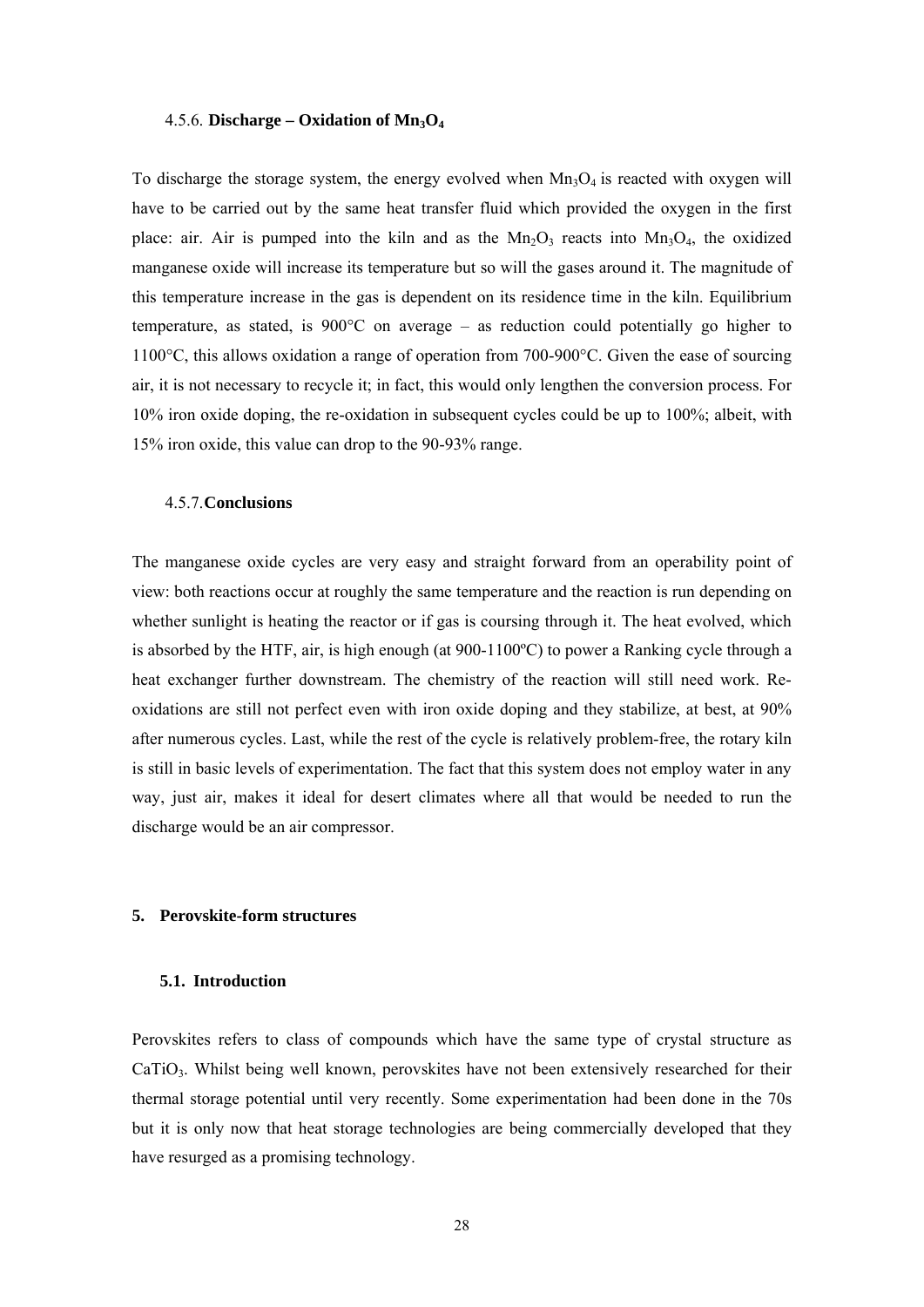### 4.5.6. **Discharge – Oxidation of $Mn_3O_4$**

To discharge the storage system, the energy evolved when $Mn_3O_4$ is reacted with oxygen will have to be carried out by the same heat transfer fluid which provided the oxygen in the first place: air. Air is pumped into the kiln and as the $Mn_2O_3$ reacts into $Mn_3O_4$, the oxidized manganese oxide will increase its temperature but so will the gases around it. The magnitude of this temperature increase in the gas is dependent on its residence time in the kiln. Equilibrium temperature, as stated, is 900°C on average – as reduction could potentially go higher to 1100°C, this allows oxidation a range of operation from 700-900°C. Given the ease of sourcing air, it is not necessary to recycle it; in fact, this would only lengthen the conversion process. For 10% iron oxide doping, the re-oxidation in subsequent cycles could be up to 100%; albeit, with 15% iron oxide, this value can drop to the 90-93% range.

### 4.5.7. **Conclusions**

The manganese oxide cycles are very easy and straight forward from an operability point of view: both reactions occur at roughly the same temperature and the reaction is run depending on whether sunlight is heating the reactor or if gas is coursing through it. The heat evolved, which is absorbed by the HTF, air, is high enough (at 900-1100ºC) to power a Ranking cycle through a heat exchanger further downstream. The chemistry of the reaction will still need work. Re-oxidations are still not perfect even with iron oxide doping and they stabilize, at best, at 90% after numerous cycles. Last, while the rest of the cycle is relatively problem-free, the rotary kiln is still in basic levels of experimentation. The fact that this system does not employ water in any way, just air, makes it ideal for desert climates where all that would be needed to run the discharge would be an air compressor.

# 5. Perovskite-form structures

## 5.1. Introduction

Perovskites refers to class of compounds which have the same type of crystal structure as $CaTiO_3$. Whilst being well known, perovskites have not been extensively researched for their thermal storage potential until very recently. Some experimentation had been done in the 70s but it is only now that heat storage technologies are being commercially developed that they have resurged as a promising technology.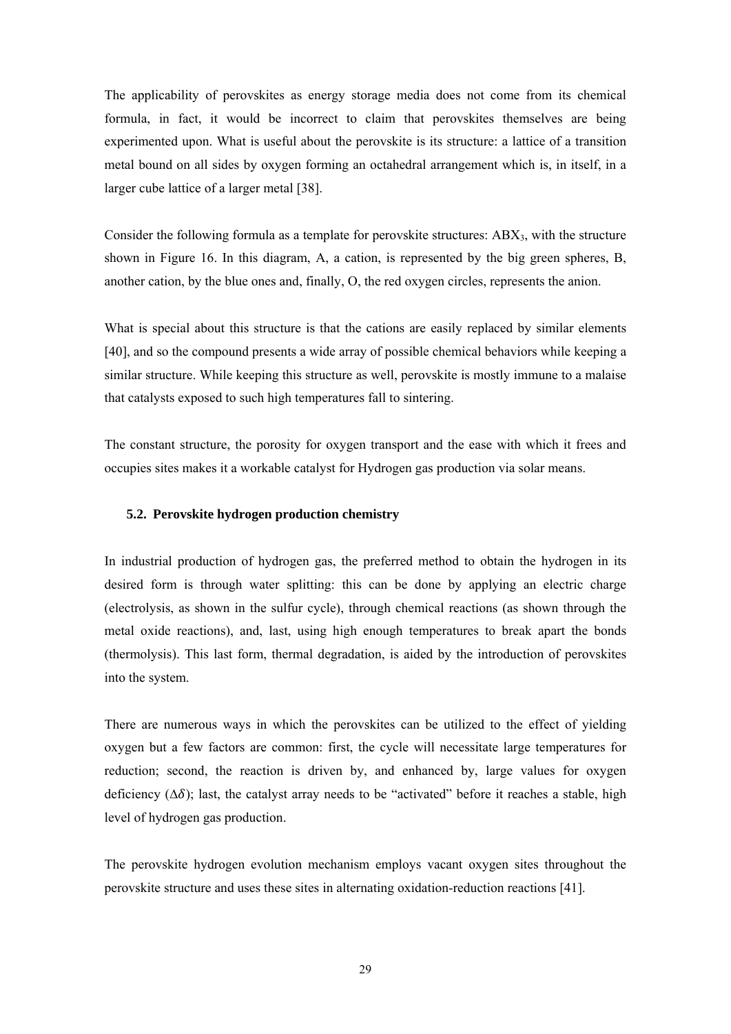The applicability of perovskites as energy storage media does not come from its chemical formula, in fact, it would be incorrect to claim that perovskites themselves are being experimented upon. What is useful about the perovskite is its structure: a lattice of a transition metal bound on all sides by oxygen forming an octahedral arrangement which is, in itself, in a larger cube lattice of a larger metal [38].

Consider the following formula as a template for perovskite structures: $ABX_3$, with the structure shown in Figure 16. In this diagram, A, a cation, is represented by the big green spheres, B, another cation, by the blue ones and, finally, O, the red oxygen circles, represents the anion.

What is special about this structure is that the cations are easily replaced by similar elements [40], and so the compound presents a wide array of possible chemical behaviors while keeping a similar structure. While keeping this structure as well, perovskite is mostly immune to a malaise that catalysts exposed to such high temperatures fall to sintering.

The constant structure, the porosity for oxygen transport and the ease with which it frees and occupies sites makes it a workable catalyst for Hydrogen gas production via solar means.

### 5.2. Perovskite hydrogen production chemistry

In industrial production of hydrogen gas, the preferred method to obtain the hydrogen in its desired form is through water splitting: this can be done by applying an electric charge (electrolysis, as shown in the sulfur cycle), through chemical reactions (as shown through the metal oxide reactions), and, last, using high enough temperatures to break apart the bonds (thermolysis). This last form, thermal degradation, is aided by the introduction of perovskites into the system.

There are numerous ways in which the perovskites can be utilized to the effect of yielding oxygen but a few factors are common: first, the cycle will necessitate large temperatures for reduction; second, the reaction is driven by, and enhanced by, large values for oxygen deficiency ($\Delta\delta$); last, the catalyst array needs to be "activated" before it reaches a stable, high level of hydrogen gas production.

The perovskite hydrogen evolution mechanism employs vacant oxygen sites throughout the perovskite structure and uses these sites in alternating oxidation-reduction reactions [41].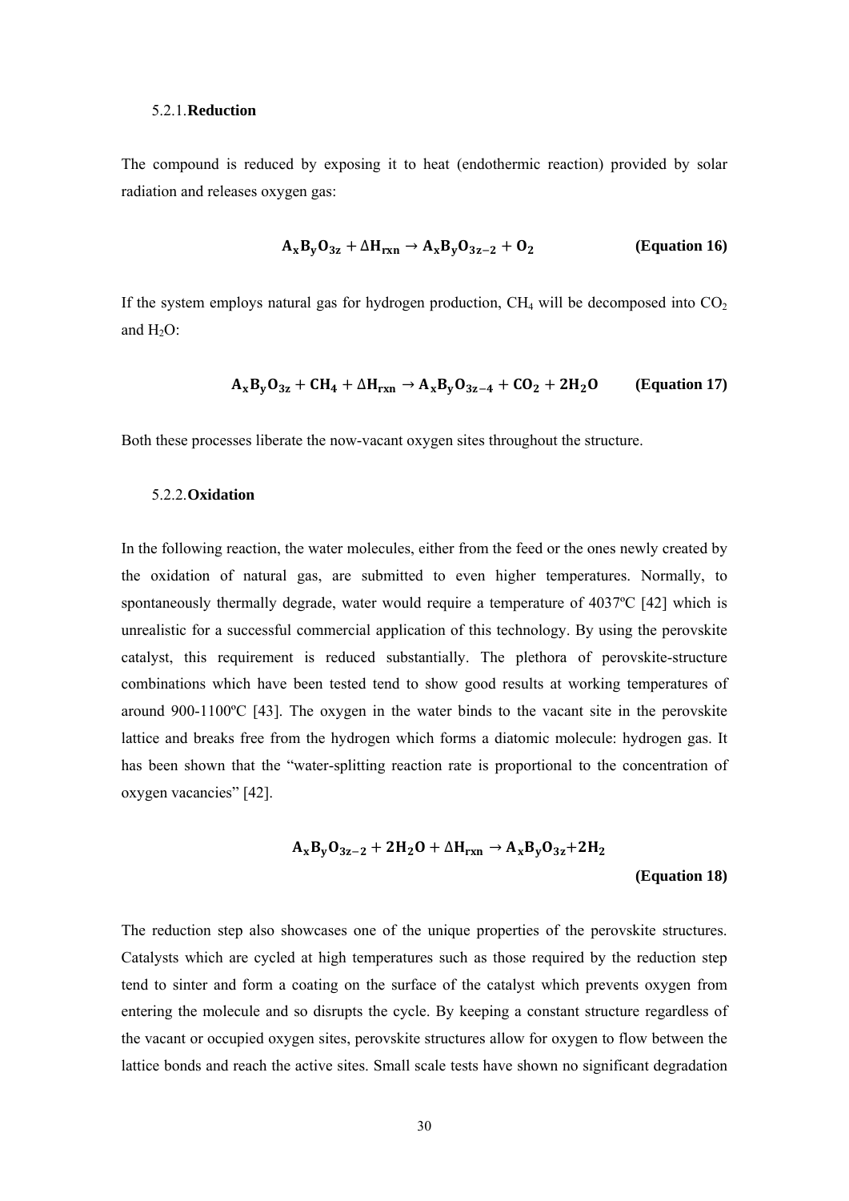### 5.2.1. **Reduction**

The compound is reduced by exposing it to heat (endothermic reaction) provided by solar radiation and releases oxygen gas:

$$\mathbf{A_xB_yO_{3z} + \Delta H_{rxn} \rightarrow A_xB_yO_{3z-2} + O_2} \qquad \textbf{(Equation 16)}$$

If the system employs natural gas for hydrogen production, $CH_4$ will be decomposed into $CO_2$ and $H_2O$:

$$\mathbf{A_xB_yO_{3z} + CH_4 + \Delta H_{rxn} \rightarrow A_xB_yO_{3z-4} + CO_2 + 2H_2O} \qquad \textbf{(Equation 17)}$$

Both these processes liberate the now-vacant oxygen sites throughout the structure.

### 5.2.2. **Oxidation**

In the following reaction, the water molecules, either from the feed or the ones newly created by the oxidation of natural gas, are submitted to even higher temperatures. Normally, to spontaneously thermally degrade, water would require a temperature of 4037ºC [42] which is unrealistic for a successful commercial application of this technology. By using the perovskite catalyst, this requirement is reduced substantially. The plethora of perovskite-structure combinations which have been tested tend to show good results at working temperatures of around 900-1100ºC [43]. The oxygen in the water binds to the vacant site in the perovskite lattice and breaks free from the hydrogen which forms a diatomic molecule: hydrogen gas. It has been shown that the "water-splitting reaction rate is proportional to the concentration of oxygen vacancies" [42].

$$\mathbf{A_xB_yO_{3z-2} + 2H_2O + \Delta H_{rxn} \rightarrow A_xB_yO_{3z} + 2H_2} \qquad \textbf{(Equation 18)}$$

The reduction step also showcases one of the unique properties of the perovskite structures. Catalysts which are cycled at high temperatures such as those required by the reduction step tend to sinter and form a coating on the surface of the catalyst which prevents oxygen from entering the molecule and so disrupts the cycle. By keeping a constant structure regardless of the vacant or occupied oxygen sites, perovskite structures allow for oxygen to flow between the lattice bonds and reach the active sites. Small scale tests have shown no significant degradation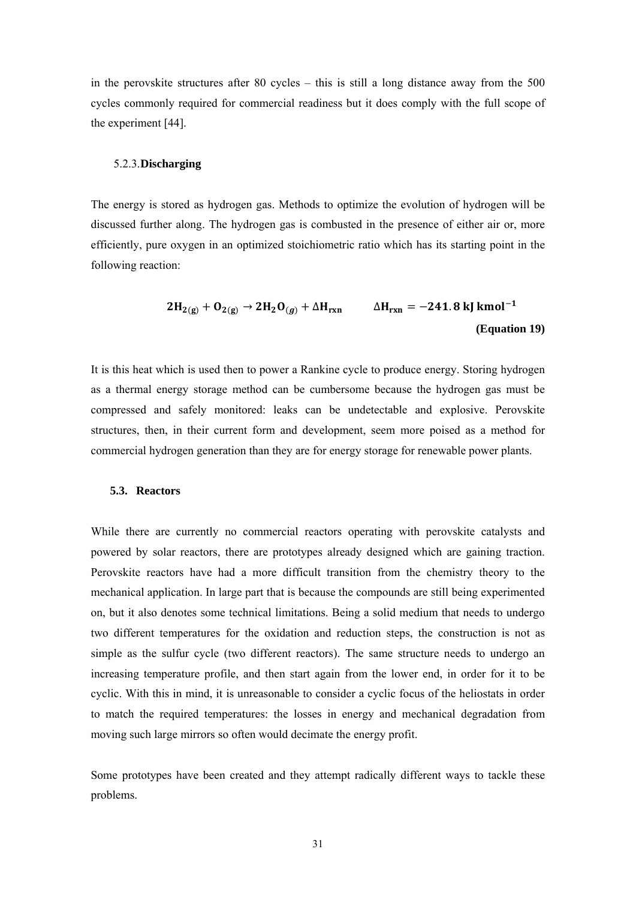in the perovskite structures after 80 cycles – this is still a long distance away from the 500 cycles commonly required for commercial readiness but it does comply with the full scope of the experiment [44].

### 5.2.3. Discharging

The energy is stored as hydrogen gas. Methods to optimize the evolution of hydrogen will be discussed further along. The hydrogen gas is combusted in the presence of either air or, more efficiently, pure oxygen in an optimized stoichiometric ratio which has its starting point in the following reaction:

$$\mathbf{2H_{2(g)} + O_{2(g)} \rightarrow 2H_2O_{(g)} + \Delta H_{rxn}} \qquad \mathbf{\Delta H_{rxn} = -241.8\ kJ\ kmol^{-1}}$$

**(Equation 19)**

It is this heat which is used then to power a Rankine cycle to produce energy. Storing hydrogen as a thermal energy storage method can be cumbersome because the hydrogen gas must be compressed and safely monitored: leaks can be undetectable and explosive. Perovskite structures, then, in their current form and development, seem more poised as a method for commercial hydrogen generation than they are for energy storage for renewable power plants.

## 5.3. Reactors

While there are currently no commercial reactors operating with perovskite catalysts and powered by solar reactors, there are prototypes already designed which are gaining traction. Perovskite reactors have had a more difficult transition from the chemistry theory to the mechanical application. In large part that is because the compounds are still being experimented on, but it also denotes some technical limitations. Being a solid medium that needs to undergo two different temperatures for the oxidation and reduction steps, the construction is not as simple as the sulfur cycle (two different reactors). The same structure needs to undergo an increasing temperature profile, and then start again from the lower end, in order for it to be cyclic. With this in mind, it is unreasonable to consider a cyclic focus of the heliostats in order to match the required temperatures: the losses in energy and mechanical degradation from moving such large mirrors so often would decimate the energy profit.

Some prototypes have been created and they attempt radically different ways to tackle these problems.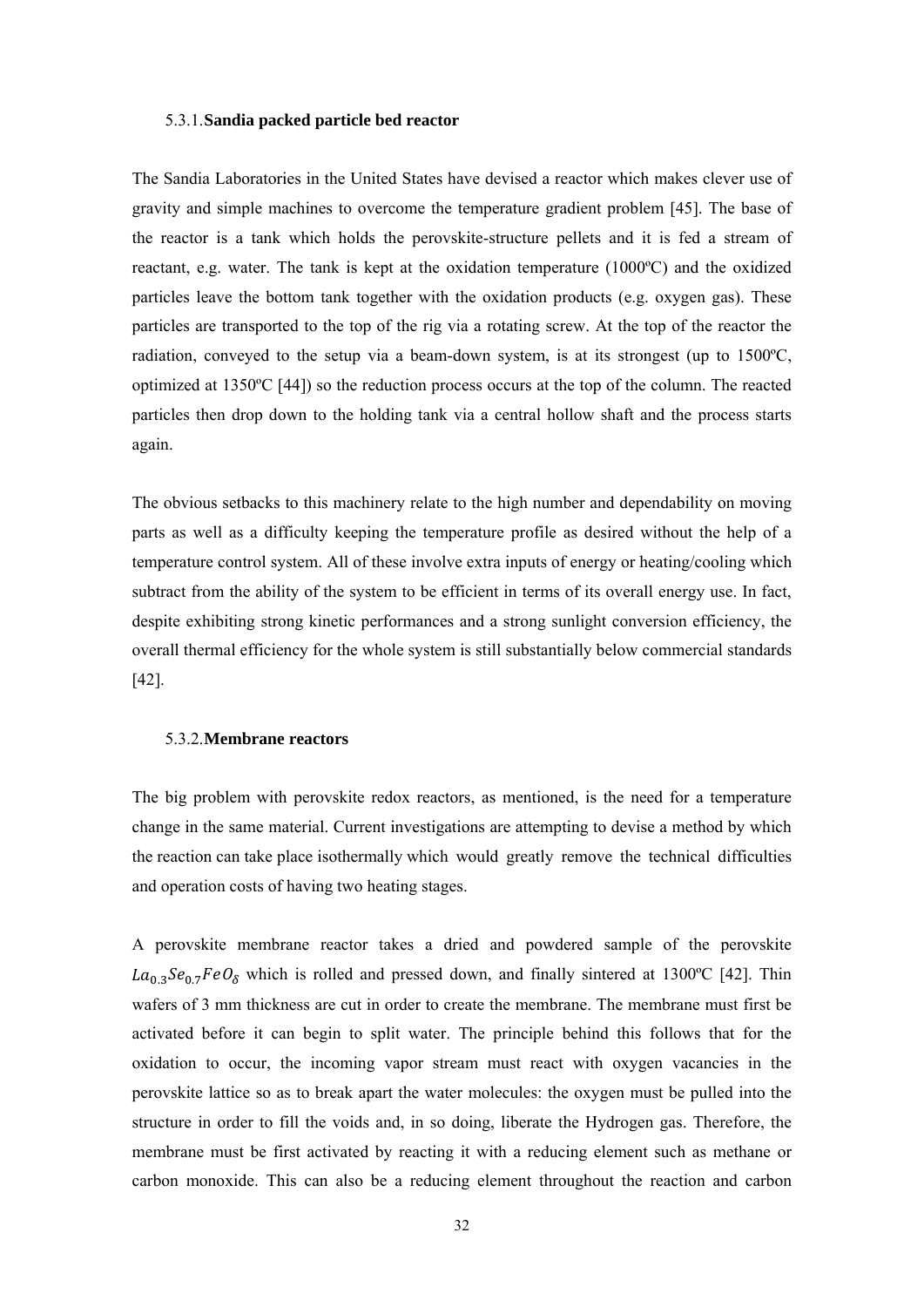### 5.3.1. **Sandia packed particle bed reactor**

The Sandia Laboratories in the United States have devised a reactor which makes clever use of gravity and simple machines to overcome the temperature gradient problem [45]. The base of the reactor is a tank which holds the perovskite-structure pellets and it is fed a stream of reactant, e.g. water. The tank is kept at the oxidation temperature (1000ºC) and the oxidized particles leave the bottom tank together with the oxidation products (e.g. oxygen gas). These particles are transported to the top of the rig via a rotating screw. At the top of the reactor the radiation, conveyed to the setup via a beam-down system, is at its strongest (up to 1500ºC, optimized at 1350ºC [44]) so the reduction process occurs at the top of the column. The reacted particles then drop down to the holding tank via a central hollow shaft and the process starts again.

The obvious setbacks to this machinery relate to the high number and dependability on moving parts as well as a difficulty keeping the temperature profile as desired without the help of a temperature control system. All of these involve extra inputs of energy or heating/cooling which subtract from the ability of the system to be efficient in terms of its overall energy use. In fact, despite exhibiting strong kinetic performances and a strong sunlight conversion efficiency, the overall thermal efficiency for the whole system is still substantially below commercial standards [42].

### 5.3.2. **Membrane reactors**

The big problem with perovskite redox reactors, as mentioned, is the need for a temperature change in the same material. Current investigations are attempting to devise a method by which the reaction can take place isothermally which would greatly remove the technical difficulties and operation costs of having two heating stages.

A perovskite membrane reactor takes a dried and powdered sample of the perovskite $La_{0.3}Se_{0.7}FeO_{\delta}$ which is rolled and pressed down, and finally sintered at 1300ºC [42]. Thin wafers of 3 mm thickness are cut in order to create the membrane. The membrane must first be activated before it can begin to split water. The principle behind this follows that for the oxidation to occur, the incoming vapor stream must react with oxygen vacancies in the perovskite lattice so as to break apart the water molecules: the oxygen must be pulled into the structure in order to fill the voids and, in so doing, liberate the Hydrogen gas. Therefore, the membrane must be first activated by reacting it with a reducing element such as methane or carbon monoxide. This can also be a reducing element throughout the reaction and carbon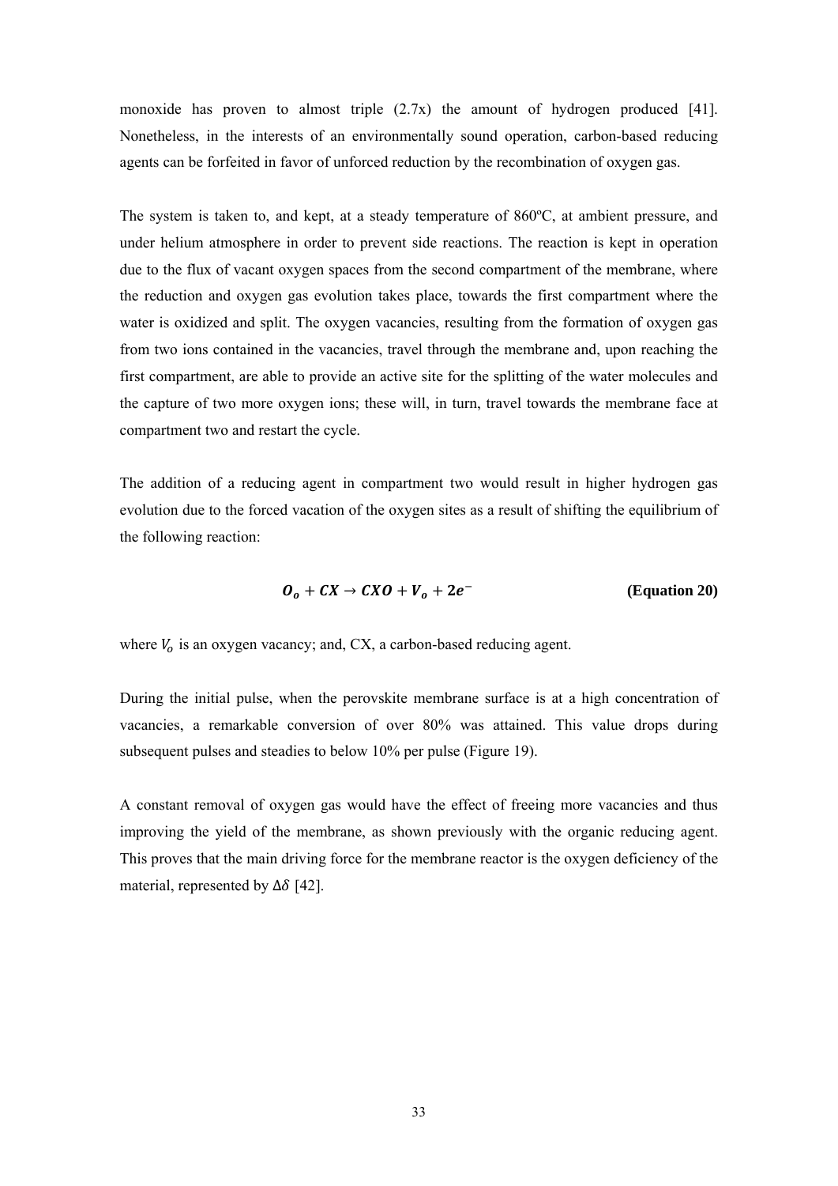monoxide has proven to almost triple (2.7x) the amount of hydrogen produced [41]. Nonetheless, in the interests of an environmentally sound operation, carbon-based reducing agents can be forfeited in favor of unforced reduction by the recombination of oxygen gas.

The system is taken to, and kept, at a steady temperature of 860ºC, at ambient pressure, and under helium atmosphere in order to prevent side reactions. The reaction is kept in operation due to the flux of vacant oxygen spaces from the second compartment of the membrane, where the reduction and oxygen gas evolution takes place, towards the first compartment where the water is oxidized and split. The oxygen vacancies, resulting from the formation of oxygen gas from two ions contained in the vacancies, travel through the membrane and, upon reaching the first compartment, are able to provide an active site for the splitting of the water molecules and the capture of two more oxygen ions; these will, in turn, travel towards the membrane face at compartment two and restart the cycle.

The addition of a reducing agent in compartment two would result in higher hydrogen gas evolution due to the forced vacation of the oxygen sites as a result of shifting the equilibrium of the following reaction:

$$\boldsymbol{O_o + CX \rightarrow CXO + V_o + 2e^-} \qquad \textbf{(Equation 20)}$$

where $V_o$ is an oxygen vacancy; and, CX, a carbon-based reducing agent.

During the initial pulse, when the perovskite membrane surface is at a high concentration of vacancies, a remarkable conversion of over 80% was attained. This value drops during subsequent pulses and steadies to below 10% per pulse (Figure 19).

A constant removal of oxygen gas would have the effect of freeing more vacancies and thus improving the yield of the membrane, as shown previously with the organic reducing agent. This proves that the main driving force for the membrane reactor is the oxygen deficiency of the material, represented by $\Delta\delta$ [42].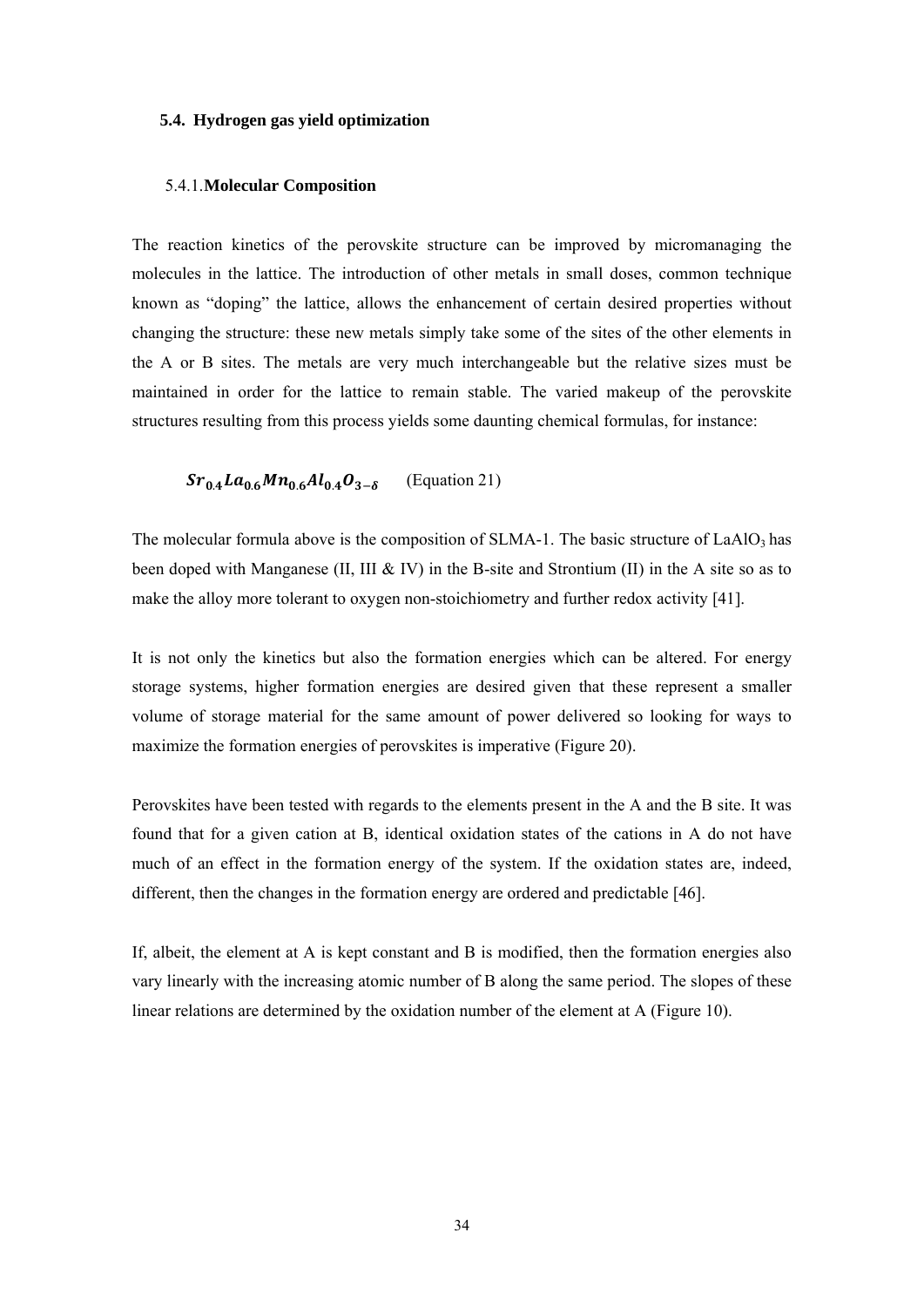### 5.4. Hydrogen gas yield optimization

#### 5.4.1. Molecular Composition

The reaction kinetics of the perovskite structure can be improved by micromanaging the molecules in the lattice. The introduction of other metals in small doses, common technique known as "doping" the lattice, allows the enhancement of certain desired properties without changing the structure: these new metals simply take some of the sites of the other elements in the A or B sites. The metals are very much interchangeable but the relative sizes must be maintained in order for the lattice to remain stable. The varied makeup of the perovskite structures resulting from this process yields some daunting chemical formulas, for instance:

$$Sr_{0.4}La_{0.6}Mn_{0.6}Al_{0.4}O_{3-\delta} \qquad \text{(Equation 21)}$$

The molecular formula above is the composition of SLMA-1. The basic structure of $LaAlO_3$ has been doped with Manganese (II, III & IV) in the B-site and Strontium (II) in the A site so as to make the alloy more tolerant to oxygen non-stoichiometry and further redox activity [41].

It is not only the kinetics but also the formation energies which can be altered. For energy storage systems, higher formation energies are desired given that these represent a smaller volume of storage material for the same amount of power delivered so looking for ways to maximize the formation energies of perovskites is imperative (Figure 20).

Perovskites have been tested with regards to the elements present in the A and the B site. It was found that for a given cation at B, identical oxidation states of the cations in A do not have much of an effect in the formation energy of the system. If the oxidation states are, indeed, different, then the changes in the formation energy are ordered and predictable [46].

If, albeit, the element at A is kept constant and B is modified, then the formation energies also vary linearly with the increasing atomic number of B along the same period. The slopes of these linear relations are determined by the oxidation number of the element at A (Figure 10).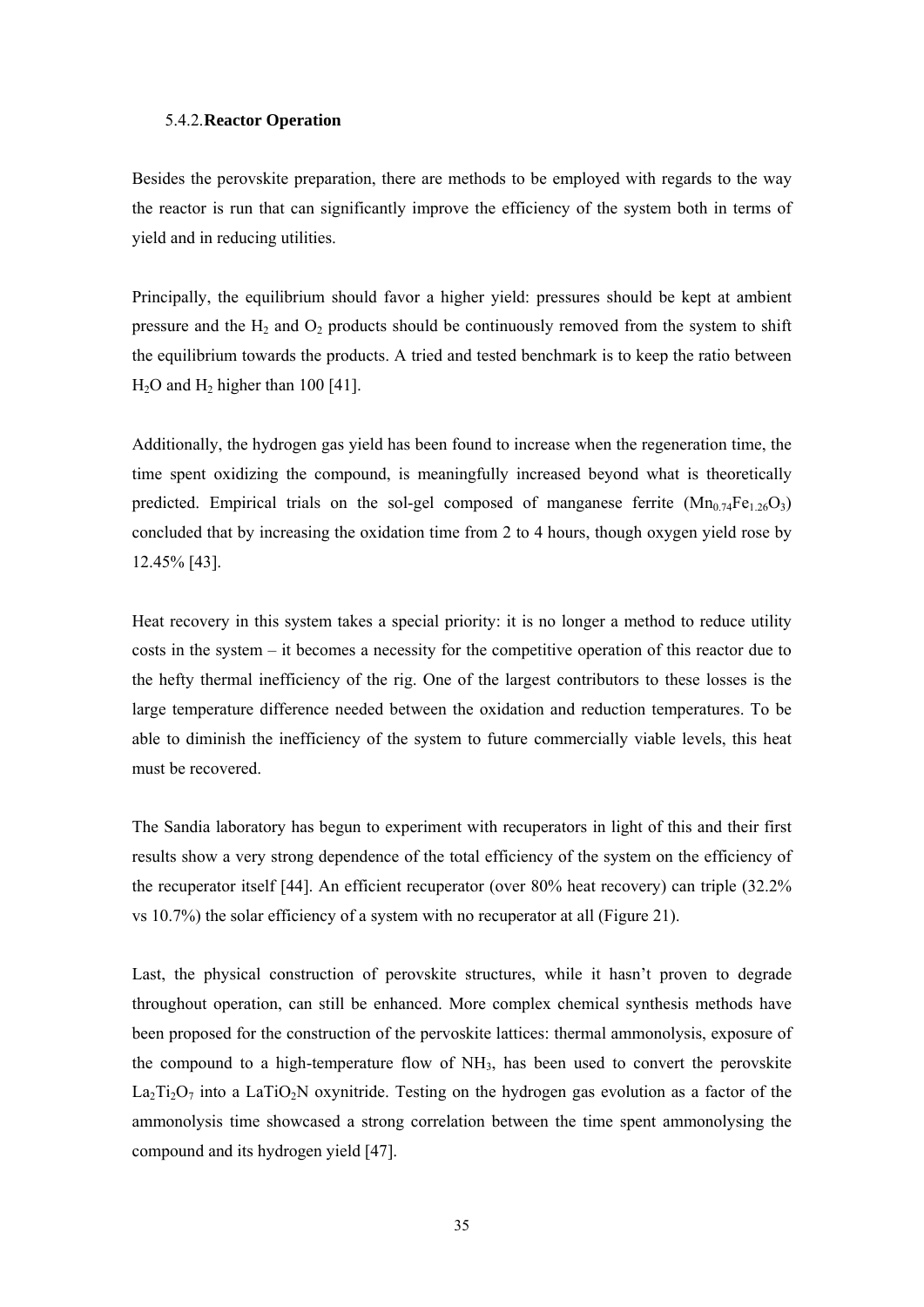### 5.4.2. **Reactor Operation**

Besides the perovskite preparation, there are methods to be employed with regards to the way the reactor is run that can significantly improve the efficiency of the system both in terms of yield and in reducing utilities.

Principally, the equilibrium should favor a higher yield: pressures should be kept at ambient pressure and the $H_2$ and $O_2$ products should be continuously removed from the system to shift the equilibrium towards the products. A tried and tested benchmark is to keep the ratio between $H_2O$ and $H_2$ higher than 100 [41].

Additionally, the hydrogen gas yield has been found to increase when the regeneration time, the time spent oxidizing the compound, is meaningfully increased beyond what is theoretically predicted. Empirical trials on the sol-gel composed of manganese ferrite ($Mn_{0.74}Fe_{1.26}O_3$) concluded that by increasing the oxidation time from 2 to 4 hours, though oxygen yield rose by 12.45% [43].

Heat recovery in this system takes a special priority: it is no longer a method to reduce utility costs in the system – it becomes a necessity for the competitive operation of this reactor due to the hefty thermal inefficiency of the rig. One of the largest contributors to these losses is the large temperature difference needed between the oxidation and reduction temperatures. To be able to diminish the inefficiency of the system to future commercially viable levels, this heat must be recovered.

The Sandia laboratory has begun to experiment with recuperators in light of this and their first results show a very strong dependence of the total efficiency of the system on the efficiency of the recuperator itself [44]. An efficient recuperator (over 80% heat recovery) can triple (32.2% vs 10.7%) the solar efficiency of a system with no recuperator at all (Figure 21).

Last, the physical construction of perovskite structures, while it hasn't proven to degrade throughout operation, can still be enhanced. More complex chemical synthesis methods have been proposed for the construction of the pervoskite lattices: thermal ammonolysis, exposure of the compound to a high-temperature flow of $NH_3$, has been used to convert the perovskite $La_2Ti_2O_7$ into a $LaTiO_2N$ oxynitride. Testing on the hydrogen gas evolution as a factor of the ammonolysis time showcased a strong correlation between the time spent ammonolysing the compound and its hydrogen yield [47].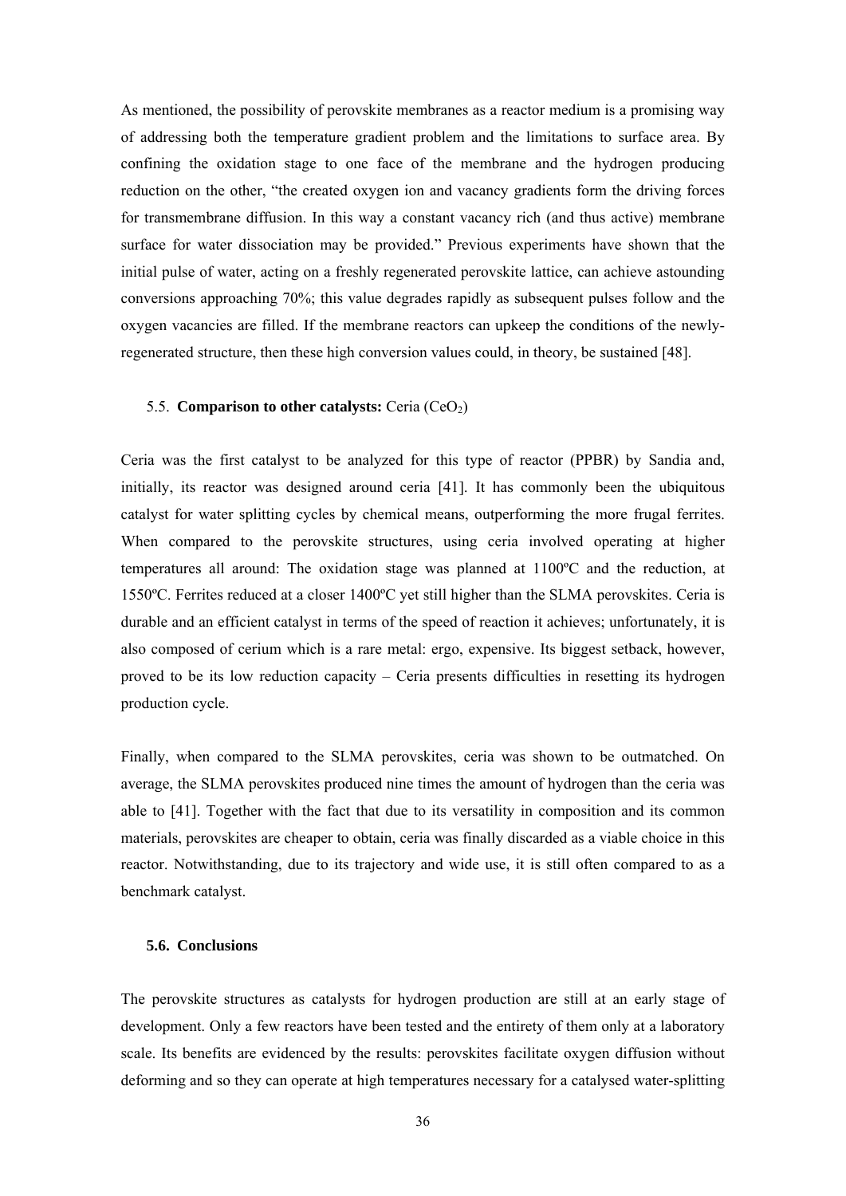As mentioned, the possibility of perovskite membranes as a reactor medium is a promising way of addressing both the temperature gradient problem and the limitations to surface area. By confining the oxidation stage to one face of the membrane and the hydrogen producing reduction on the other, "the created oxygen ion and vacancy gradients form the driving forces for transmembrane diffusion. In this way a constant vacancy rich (and thus active) membrane surface for water dissociation may be provided." Previous experiments have shown that the initial pulse of water, acting on a freshly regenerated perovskite lattice, can achieve astounding conversions approaching 70%; this value degrades rapidly as subsequent pulses follow and the oxygen vacancies are filled. If the membrane reactors can upkeep the conditions of the newly-regenerated structure, then these high conversion values could, in theory, be sustained [48].

### 5.5. **Comparison to other catalysts:** Ceria ($CeO_2$)

Ceria was the first catalyst to be analyzed for this type of reactor (PPBR) by Sandia and, initially, its reactor was designed around ceria [41]. It has commonly been the ubiquitous catalyst for water splitting cycles by chemical means, outperforming the more frugal ferrites. When compared to the perovskite structures, using ceria involved operating at higher temperatures all around: The oxidation stage was planned at 1100ºC and the reduction, at 1550ºC. Ferrites reduced at a closer 1400ºC yet still higher than the SLMA perovskites. Ceria is durable and an efficient catalyst in terms of the speed of reaction it achieves; unfortunately, it is also composed of cerium which is a rare metal: ergo, expensive. Its biggest setback, however, proved to be its low reduction capacity – Ceria presents difficulties in resetting its hydrogen production cycle.

Finally, when compared to the SLMA perovskites, ceria was shown to be outmatched. On average, the SLMA perovskites produced nine times the amount of hydrogen than the ceria was able to [41]. Together with the fact that due to its versatility in composition and its common materials, perovskites are cheaper to obtain, ceria was finally discarded as a viable choice in this reactor. Notwithstanding, due to its trajectory and wide use, it is still often compared to as a benchmark catalyst.

### 5.6. Conclusions

The perovskite structures as catalysts for hydrogen production are still at an early stage of development. Only a few reactors have been tested and the entirety of them only at a laboratory scale. Its benefits are evidenced by the results: perovskites facilitate oxygen diffusion without deforming and so they can operate at high temperatures necessary for a catalysed water-splitting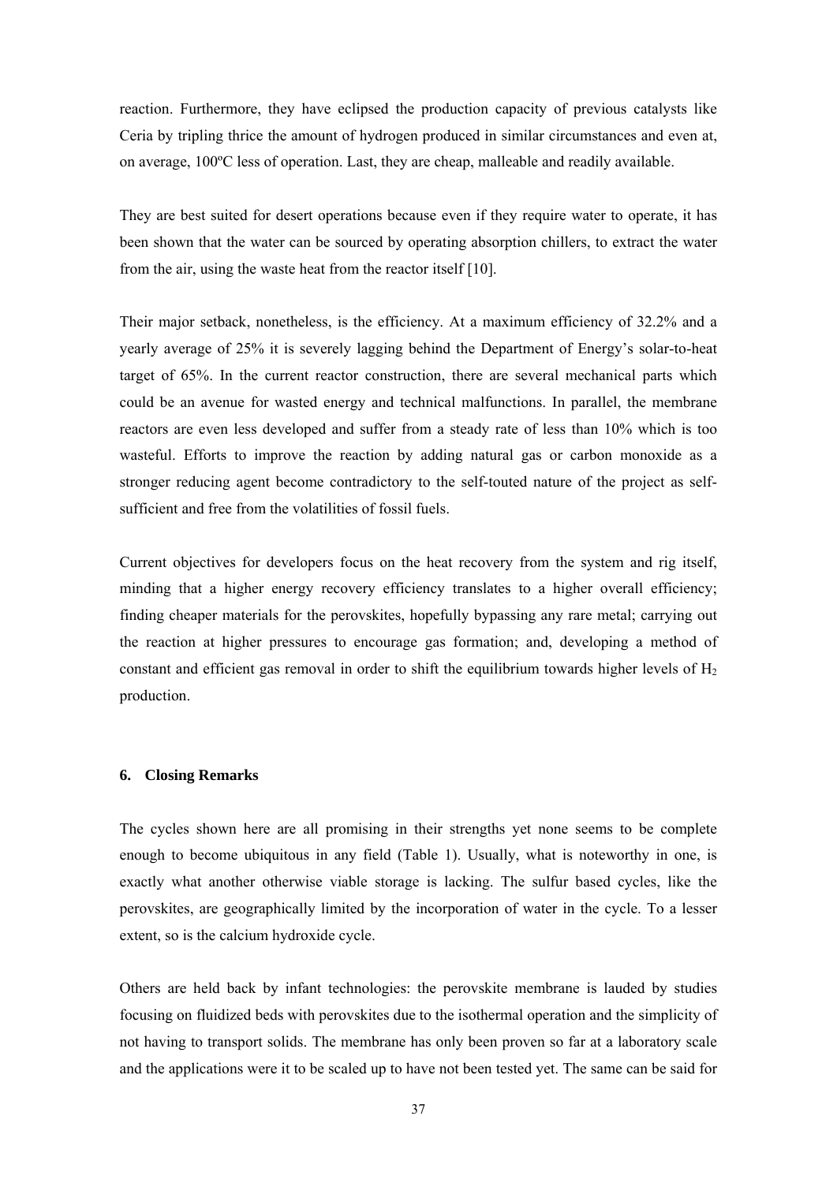reaction. Furthermore, they have eclipsed the production capacity of previous catalysts like Ceria by tripling thrice the amount of hydrogen produced in similar circumstances and even at, on average, 100ºC less of operation. Last, they are cheap, malleable and readily available.

They are best suited for desert operations because even if they require water to operate, it has been shown that the water can be sourced by operating absorption chillers, to extract the water from the air, using the waste heat from the reactor itself [10].

Their major setback, nonetheless, is the efficiency. At a maximum efficiency of 32.2% and a yearly average of 25% it is severely lagging behind the Department of Energy's solar-to-heat target of 65%. In the current reactor construction, there are several mechanical parts which could be an avenue for wasted energy and technical malfunctions. In parallel, the membrane reactors are even less developed and suffer from a steady rate of less than 10% which is too wasteful. Efforts to improve the reaction by adding natural gas or carbon monoxide as a stronger reducing agent become contradictory to the self-touted nature of the project as self-sufficient and free from the volatilities of fossil fuels.

Current objectives for developers focus on the heat recovery from the system and rig itself, minding that a higher energy recovery efficiency translates to a higher overall efficiency; finding cheaper materials for the perovskites, hopefully bypassing any rare metal; carrying out the reaction at higher pressures to encourage gas formation; and, developing a method of constant and efficient gas removal in order to shift the equilibrium towards higher levels of $H_2$ production.

## 6. Closing Remarks

The cycles shown here are all promising in their strengths yet none seems to be complete enough to become ubiquitous in any field (Table 1). Usually, what is noteworthy in one, is exactly what another otherwise viable storage is lacking. The sulfur based cycles, like the perovskites, are geographically limited by the incorporation of water in the cycle. To a lesser extent, so is the calcium hydroxide cycle.

Others are held back by infant technologies: the perovskite membrane is lauded by studies focusing on fluidized beds with perovskites due to the isothermal operation and the simplicity of not having to transport solids. The membrane has only been proven so far at a laboratory scale and the applications were it to be scaled up to have not been tested yet. The same can be said for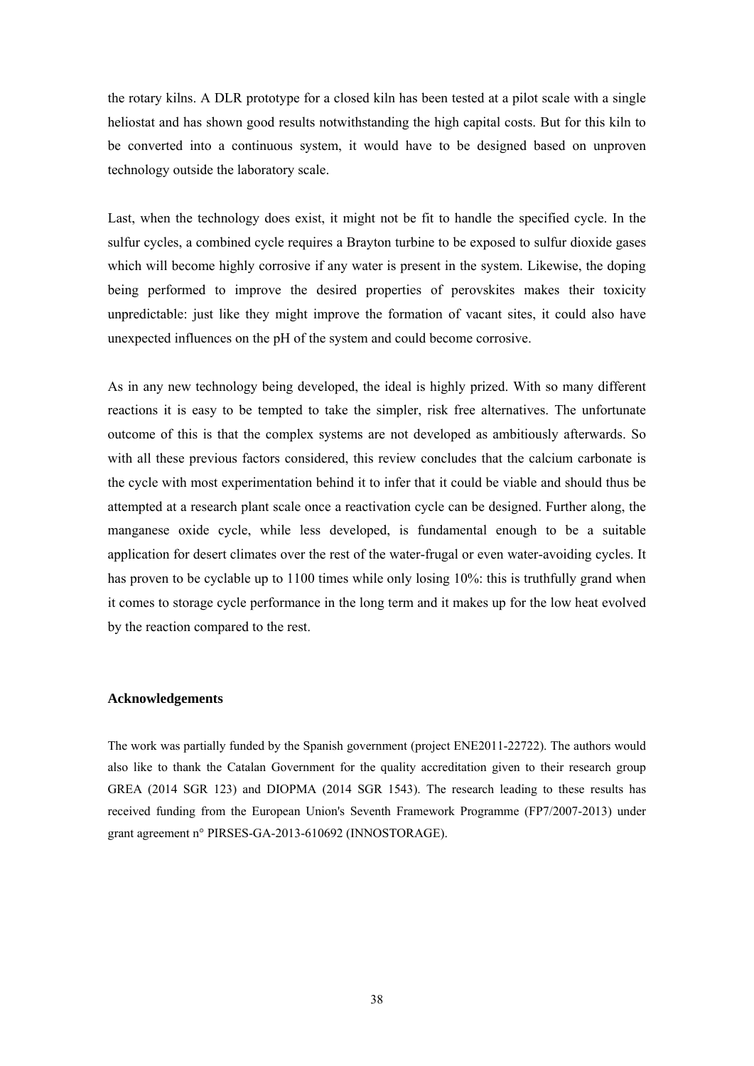the rotary kilns. A DLR prototype for a closed kiln has been tested at a pilot scale with a single heliostat and has shown good results notwithstanding the high capital costs. But for this kiln to be converted into a continuous system, it would have to be designed based on unproven technology outside the laboratory scale.

Last, when the technology does exist, it might not be fit to handle the specified cycle. In the sulfur cycles, a combined cycle requires a Brayton turbine to be exposed to sulfur dioxide gases which will become highly corrosive if any water is present in the system. Likewise, the doping being performed to improve the desired properties of perovskites makes their toxicity unpredictable: just like they might improve the formation of vacant sites, it could also have unexpected influences on the pH of the system and could become corrosive.

As in any new technology being developed, the ideal is highly prized. With so many different reactions it is easy to be tempted to take the simpler, risk free alternatives. The unfortunate outcome of this is that the complex systems are not developed as ambitiously afterwards. So with all these previous factors considered, this review concludes that the calcium carbonate is the cycle with most experimentation behind it to infer that it could be viable and should thus be attempted at a research plant scale once a reactivation cycle can be designed. Further along, the manganese oxide cycle, while less developed, is fundamental enough to be a suitable application for desert climates over the rest of the water-frugal or even water-avoiding cycles. It has proven to be cyclable up to 1100 times while only losing 10%: this is truthfully grand when it comes to storage cycle performance in the long term and it makes up for the low heat evolved by the reaction compared to the rest.

### Acknowledgements

The work was partially funded by the Spanish government (project ENE2011-22722). The authors would also like to thank the Catalan Government for the quality accreditation given to their research group GREA (2014 SGR 123) and DIOPMA (2014 SGR 1543). The research leading to these results has received funding from the European Union's Seventh Framework Programme (FP7/2007-2013) under grant agreement n° PIRSES-GA-2013-610692 (INNOSTORAGE).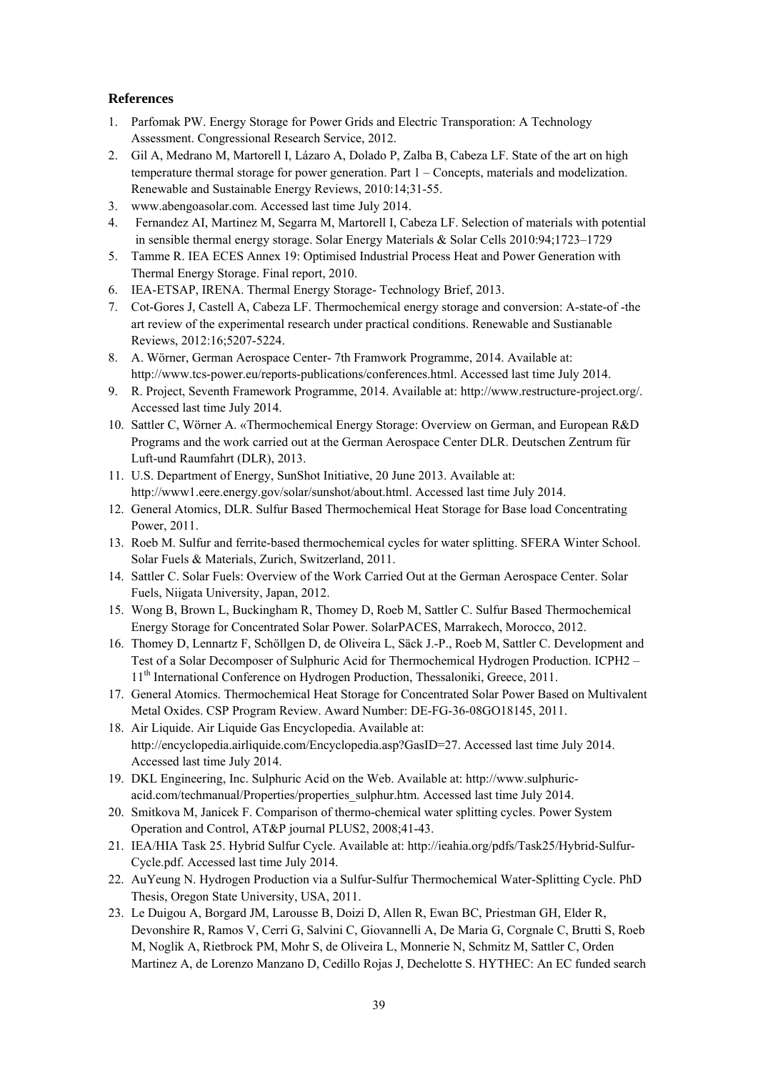### References

1. Parfomak PW. Energy Storage for Power Grids and Electric Transporation: A Technology Assessment. Congressional Research Service, 2012.
2. Gil A, Medrano M, Martorell I, Lázaro A, Dolado P, Zalba B, Cabeza LF. State of the art on high temperature thermal storage for power generation. Part 1 – Concepts, materials and modelization. Renewable and Sustainable Energy Reviews, 2010:14;31-55.
3. www.abengoasolar.com. Accessed last time July 2014.
4. Fernandez AI, Martinez M, Segarra M, Martorell I, Cabeza LF. Selection of materials with potential in sensible thermal energy storage. Solar Energy Materials & Solar Cells 2010:94;1723–1729
5. Tamme R. IEA ECES Annex 19: Optimised Industrial Process Heat and Power Generation with Thermal Energy Storage. Final report, 2010.
6. IEA-ETSAP, IRENA. Thermal Energy Storage- Technology Brief, 2013.
7. Cot-Gores J, Castell A, Cabeza LF. Thermochemical energy storage and conversion: A-state-of -the art review of the experimental research under practical conditions. Renewable and Sustianable Reviews, 2012:16;5207-5224.
8. A. Wörner, German Aerospace Center- 7th Framwork Programme, 2014. Available at: http://www.tcs-power.eu/reports-publications/conferences.html. Accessed last time July 2014.
9. R. Project, Seventh Framework Programme, 2014. Available at: http://www.restructure-project.org/. Accessed last time July 2014.
10. Sattler C, Wörner A. «Thermochemical Energy Storage: Overview on German, and European R&D Programs and the work carried out at the German Aerospace Center DLR. Deutschen Zentrum für Luft-und Raumfahrt (DLR), 2013.
11. U.S. Department of Energy, SunShot Initiative, 20 June 2013. Available at: http://www1.eere.energy.gov/solar/sunshot/about.html. Accessed last time July 2014.
12. General Atomics, DLR. Sulfur Based Thermochemical Heat Storage for Base load Concentrating Power, 2011.
13. Roeb M. Sulfur and ferrite-based thermochemical cycles for water splitting. SFERA Winter School. Solar Fuels & Materials, Zurich, Switzerland, 2011.
14. Sattler C. Solar Fuels: Overview of the Work Carried Out at the German Aerospace Center. Solar Fuels, Niigata University, Japan, 2012.
15. Wong B, Brown L, Buckingham R, Thomey D, Roeb M, Sattler C. Sulfur Based Thermochemical Energy Storage for Concentrated Solar Power. SolarPACES, Marrakech, Morocco, 2012.
16. Thomey D, Lennartz F, Schöllgen D, de Oliveira L, Säck J.-P., Roeb M, Sattler C. Development and Test of a Solar Decomposer of Sulphuric Acid for Thermochemical Hydrogen Production. ICPH2 – 11th International Conference on Hydrogen Production, Thessaloniki, Greece, 2011.
17. General Atomics. Thermochemical Heat Storage for Concentrated Solar Power Based on Multivalent Metal Oxides. CSP Program Review. Award Number: DE-FG-36-08GO18145, 2011.
18. Air Liquide. Air Liquide Gas Encyclopedia. Available at: http://encyclopedia.airliquide.com/Encyclopedia.asp?GasID=27. Accessed last time July 2014. Accessed last time July 2014.
19. DKL Engineering, Inc. Sulphuric Acid on the Web. Available at: http://www.sulphuric-acid.com/techmanual/Properties/properties_sulphur.htm. Accessed last time July 2014.
20. Smitkova M, Janicek F. Comparison of thermo-chemical water splitting cycles. Power System Operation and Control, AT&P journal PLUS2, 2008;41-43.
21. IEA/HIA Task 25. Hybrid Sulfur Cycle. Available at: http://ieahia.org/pdfs/Task25/Hybrid-Sulfur-Cycle.pdf. Accessed last time July 2014.
22. AuYeung N. Hydrogen Production via a Sulfur-Sulfur Thermochemical Water-Splitting Cycle. PhD Thesis, Oregon State University, USA, 2011.
23. Le Duigou A, Borgard JM, Larousse B, Doizi D, Allen R, Ewan BC, Priestman GH, Elder R, Devonshire R, Ramos V, Cerri G, Salvini C, Giovannelli A, De Maria G, Corgnale C, Brutti S, Roeb M, Noglik A, Rietbrock PM, Mohr S, de Oliveira L, Monnerie N, Schmitz M, Sattler C, Orden Martinez A, de Lorenzo Manzano D, Cedillo Rojas J, Dechelotte S. HYTHEC: An EC funded search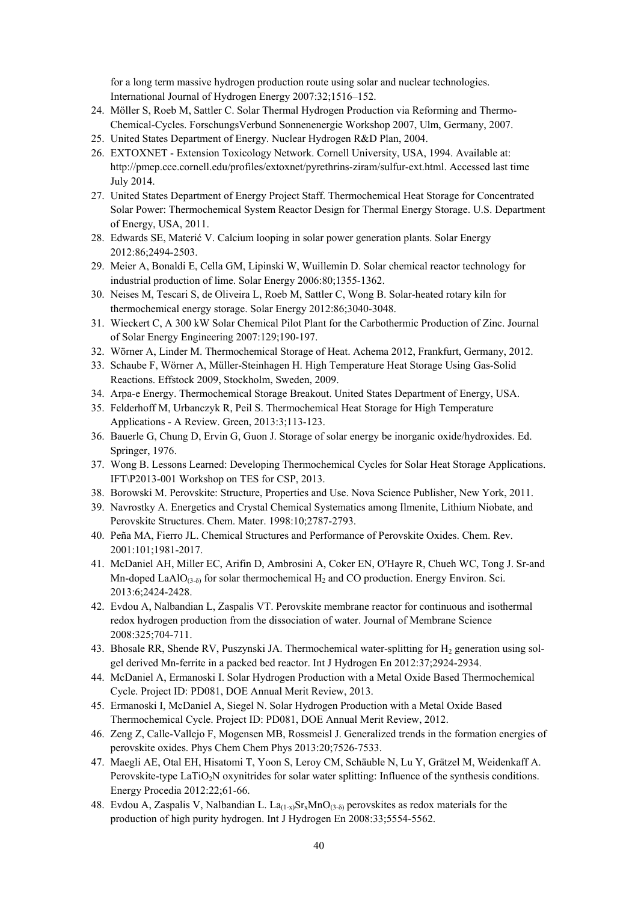for a long term massive hydrogen production route using solar and nuclear technologies. International Journal of Hydrogen Energy 2007:32;1516–152.

24. Möller S, Roeb M, Sattler C. Solar Thermal Hydrogen Production via Reforming and Thermo-Chemical-Cycles. ForschungsVerbund Sonnenenergie Workshop 2007, Ulm, Germany, 2007.
25. United States Department of Energy. Nuclear Hydrogen R&D Plan, 2004.
26. EXTOXNET - Extension Toxicology Network. Cornell University, USA, 1994. Available at: http://pmep.cce.cornell.edu/profiles/extoxnet/pyrethrins-ziram/sulfur-ext.html. Accessed last time July 2014.
27. United States Department of Energy Project Staff. Thermochemical Heat Storage for Concentrated Solar Power: Thermochemical System Reactor Design for Thermal Energy Storage. U.S. Department of Energy, USA, 2011.
28. Edwards SE, Materić V. Calcium looping in solar power generation plants. Solar Energy 2012:86;2494-2503.
29. Meier A, Bonaldi E, Cella GM, Lipinski W, Wuillemin D. Solar chemical reactor technology for industrial production of lime. Solar Energy 2006:80;1355-1362.
30. Neises M, Tescari S, de Oliveira L, Roeb M, Sattler C, Wong B. Solar-heated rotary kiln for thermochemical energy storage. Solar Energy 2012:86;3040-3048.
31. Wieckert C, A 300 kW Solar Chemical Pilot Plant for the Carbothermic Production of Zinc. Journal of Solar Energy Engineering 2007:129;190-197.
32. Wörner A, Linder M. Thermochemical Storage of Heat. Achema 2012, Frankfurt, Germany, 2012.
33. Schaube F, Wörner A, Müller-Steinhagen H. High Temperature Heat Storage Using Gas-Solid Reactions. Effstock 2009, Stockholm, Sweden, 2009.
34. Arpa-e Energy. Thermochemical Storage Breakout. United States Department of Energy, USA.
35. Felderhoff M, Urbanczyk R, Peil S. Thermochemical Heat Storage for High Temperature Applications - A Review. Green, 2013:3;113-123.
36. Bauerle G, Chung D, Ervin G, Guon J. Storage of solar energy be inorganic oxide/hydroxides. Ed. Springer, 1976.
37. Wong B. Lessons Learned: Developing Thermochemical Cycles for Solar Heat Storage Applications. IFT\P2013-001 Workshop on TES for CSP, 2013.
38. Borowski M. Perovskite: Structure, Properties and Use. Nova Science Publisher, New York, 2011.
39. Navrostky A. Energetics and Crystal Chemical Systematics among Ilmenite, Lithium Niobate, and Perovskite Structures. Chem. Mater. 1998:10;2787-2793.
40. Peña MA, Fierro JL. Chemical Structures and Performance of Perovskite Oxides. Chem. Rev. 2001:101;1981-2017.
41. McDaniel AH, Miller EC, Arifin D, Ambrosini A, Coker EN, O'Hayre R, Chueh WC, Tong J. Sr-and Mn-doped $LaAlO_{(3-\delta)}$ for solar thermochemical $H_2$ and CO production. Energy Environ. Sci. 2013:6;2424-2428.
42. Evdou A, Nalbandian L, Zaspalis VT. Perovskite membrane reactor for continuous and isothermal redox hydrogen production from the dissociation of water. Journal of Membrane Science 2008:325;704-711.
43. Bhosale RR, Shende RV, Puszynski JA. Thermochemical water-splitting for $H_2$ generation using sol-gel derived Mn-ferrite in a packed bed reactor. Int J Hydrogen En 2012:37;2924-2934.
44. McDaniel A, Ermanoski I. Solar Hydrogen Production with a Metal Oxide Based Thermochemical Cycle. Project ID: PD081, DOE Annual Merit Review, 2013.
45. Ermanoski I, McDaniel A, Siegel N. Solar Hydrogen Production with a Metal Oxide Based Thermochemical Cycle. Project ID: PD081, DOE Annual Merit Review, 2012.
46. Zeng Z, Calle-Vallejo F, Mogensen MB, Rossmeisl J. Generalized trends in the formation energies of perovskite oxides. Phys Chem Chem Phys 2013:20;7526-7533.
47. Maegli AE, Otal EH, Hisatomi T, Yoon S, Leroy CM, Schäuble N, Lu Y, Grätzel M, Weidenkaff A. Perovskite-type $LaTiO_2N$ oxynitrides for solar water splitting: Influence of the synthesis conditions. Energy Procedia 2012:22;61-66.
48. Evdou A, Zaspalis V, Nalbandian L. $La_{(1-x)}Sr_xMnO_{(3-\delta)}$ perovskites as redox materials for the production of high purity hydrogen. Int J Hydrogen En 2008:33;5554-5562.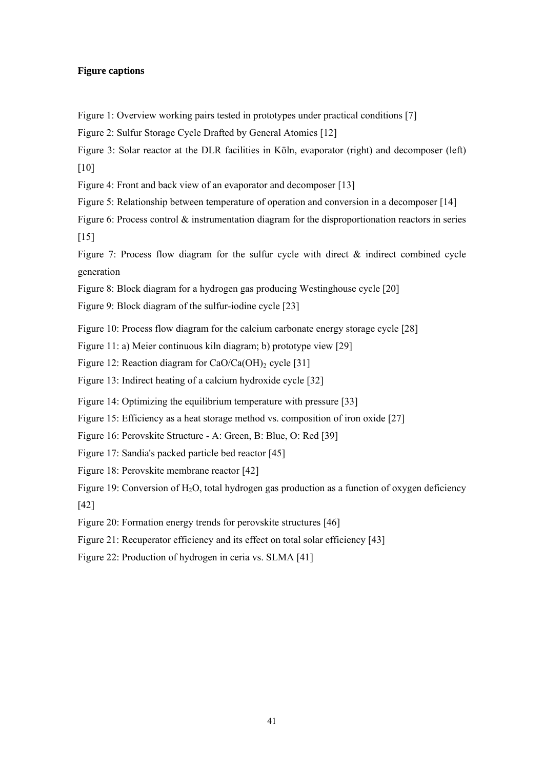**Figure captions**

Figure 1: Overview working pairs tested in prototypes under practical conditions [7]

Figure 2: Sulfur Storage Cycle Drafted by General Atomics [12]

Figure 3: Solar reactor at the DLR facilities in Köln, evaporator (right) and decomposer (left) [10]

Figure 4: Front and back view of an evaporator and decomposer [13]

Figure 5: Relationship between temperature of operation and conversion in a decomposer [14]

Figure 6: Process control & instrumentation diagram for the disproportionation reactors in series [15]

Figure 7: Process flow diagram for the sulfur cycle with direct & indirect combined cycle generation

Figure 8: Block diagram for a hydrogen gas producing Westinghouse cycle [20]

Figure 9: Block diagram of the sulfur-iodine cycle [23]

Figure 10: Process flow diagram for the calcium carbonate energy storage cycle [28]

Figure 11: a) Meier continuous kiln diagram; b) prototype view [29]

Figure 12: Reaction diagram for $CaO/Ca(OH)_2$ cycle [31]

Figure 13: Indirect heating of a calcium hydroxide cycle [32]

Figure 14: Optimizing the equilibrium temperature with pressure [33]

Figure 15: Efficiency as a heat storage method vs. composition of iron oxide [27]

Figure 16: Perovskite Structure - A: Green, B: Blue, O: Red [39]

Figure 17: Sandia's packed particle bed reactor [45]

Figure 18: Perovskite membrane reactor [42]

Figure 19: Conversion of $H_2O$, total hydrogen gas production as a function of oxygen deficiency [42]

Figure 20: Formation energy trends for perovskite structures [46]

Figure 21: Recuperator efficiency and its effect on total solar efficiency [43]

Figure 22: Production of hydrogen in ceria vs. SLMA [41]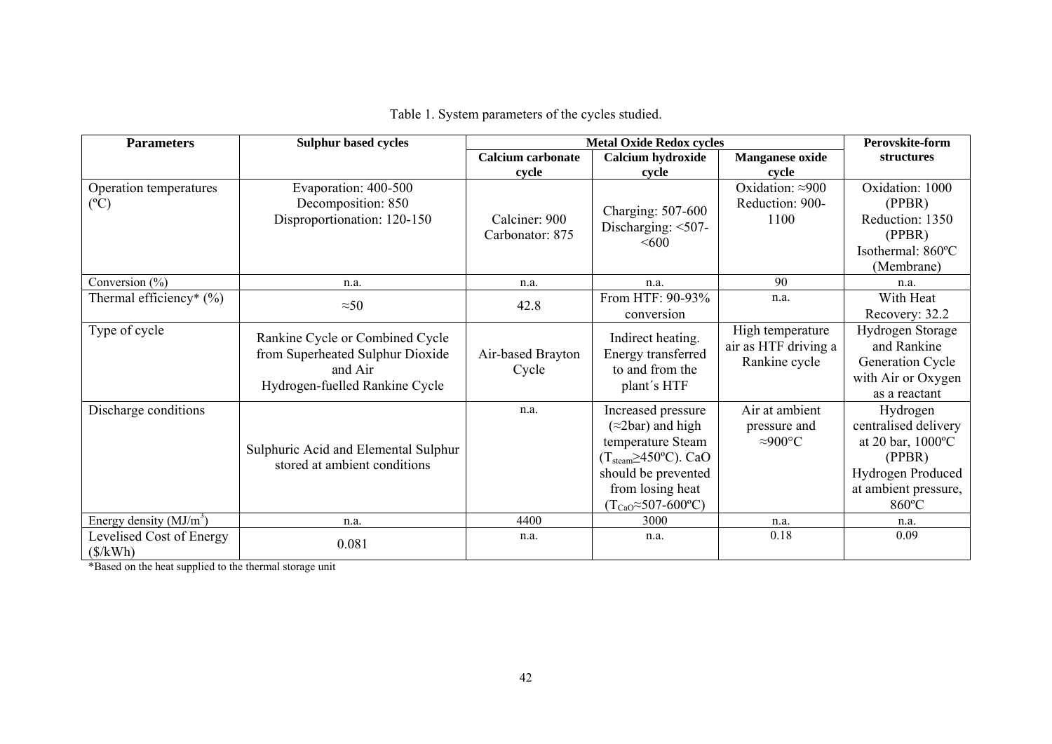Table 1. System parameters of the cycles studied.

| Parameters | Sulphur based cycles | Metal Oxide Redox cycles | | | Perovskite-form structures |
|---|---|---|---|---|---|
| | | Calcium carbonate cycle | Calcium hydroxide cycle | Manganese oxide cycle | |
| Operation temperatures (ºC) | Evaporation: 400-500<br>Decomposition: 850<br>Disproportionation: 120-150 | Calciner: 900<br>Carbonator: 875 | Charging: 507-600<br>Discharging: <507-<600 | Oxidation: ≈900<br>Reduction: 900-1100 | Oxidation: 1000 (PPBR)<br>Reduction: 1350 (PPBR)<br>Isothermal: 860ºC (Membrane) |
| Conversion (%) | n.a. | n.a. | n.a. | 90 | n.a. |
| Thermal efficiency* (%) | ≈50 | 42.8 | From HTF: 90-93% conversion | n.a. | With Heat Recovery: 32.2 |
| Type of cycle | Rankine Cycle or Combined Cycle from Superheated Sulphur Dioxide and Air<br>Hydrogen-fuelled Rankine Cycle | Air-based Brayton Cycle | Indirect heating. Energy transferred to and from the plant´s HTF | High temperature air as HTF driving a Rankine cycle | Hydrogen Storage and Rankine Generation Cycle with Air or Oxygen as a reactant |
| Discharge conditions | Sulphuric Acid and Elemental Sulphur stored at ambient conditions | n.a. | Increased pressure (≈2bar) and high temperature Steam ($T_{steam}$≥450ºC). CaO should be prevented from losing heat ($T_{CaO}$≈507-600ºC) | Air at ambient pressure and ≈900°C | Hydrogen centralised delivery at 20 bar, 1000ºC (PPBR)<br>Hydrogen Produced at ambient pressure, 860ºC |
| Energy density (MJ/m$^3$) | n.a. | 4400 | 3000 | n.a. | n.a. |
| Levelised Cost of Energy ($/kWh) | 0.081 | n.a. | n.a. | 0.18 | 0.09 |

*Based on the heat supplied to the thermal storage unit